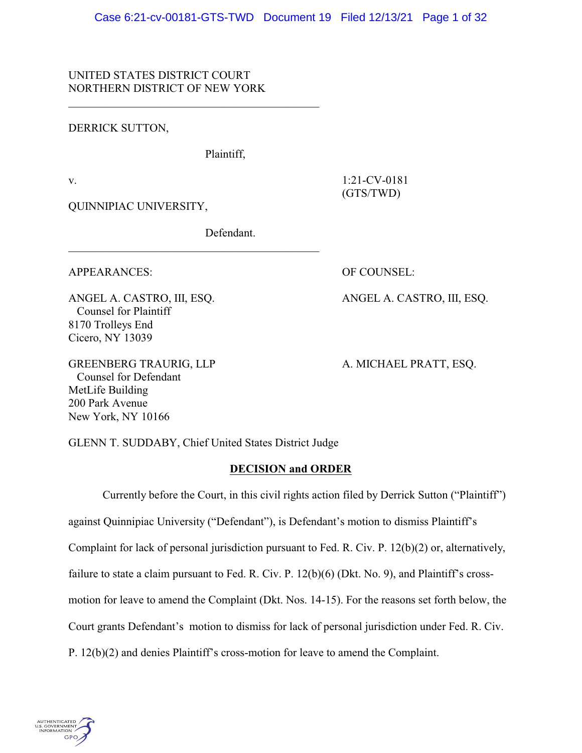UNITED STATES DISTRICT COURT
NORTHERN DISTRICT OF NEW YORK

---

DERRICK SUTTON,

Plaintiff,

v. 1:21-CV-0181 (GTS/TWD)

QUINNIPIAC UNIVERSITY,

Defendant.

---

APPEARANCES: OF COUNSEL:

ANGEL A. CASTRO, III, ESQ. ANGEL A. CASTRO, III, ESQ.
Counsel for Plaintiff
8170 Trolleys End
Cicero, NY 13039

GREENBERG TRAURIG, LLP A. MICHAEL PRATT, ESQ.
Counsel for Defendant
MetLife Building
200 Park Avenue
New York, NY 10166

GLENN T. SUDDABY, Chief United States District Judge

## DECISION and ORDER

Currently before the Court, in this civil rights action filed by Derrick Sutton ("Plaintiff") against Quinnipiac University ("Defendant"), is Defendant's motion to dismiss Plaintiff's Complaint for lack of personal jurisdiction pursuant to Fed. R. Civ. P. 12(b)(2) or, alternatively, failure to state a claim pursuant to Fed. R. Civ. P. 12(b)(6) (Dkt. No. 9), and Plaintiff's cross-motion for leave to amend the Complaint (Dkt. Nos. 14-15). For the reasons set forth below, the Court grants Defendant's motion to dismiss for lack of personal jurisdiction under Fed. R. Civ. P. 12(b)(2) and denies Plaintiff's cross-motion for leave to amend the Complaint.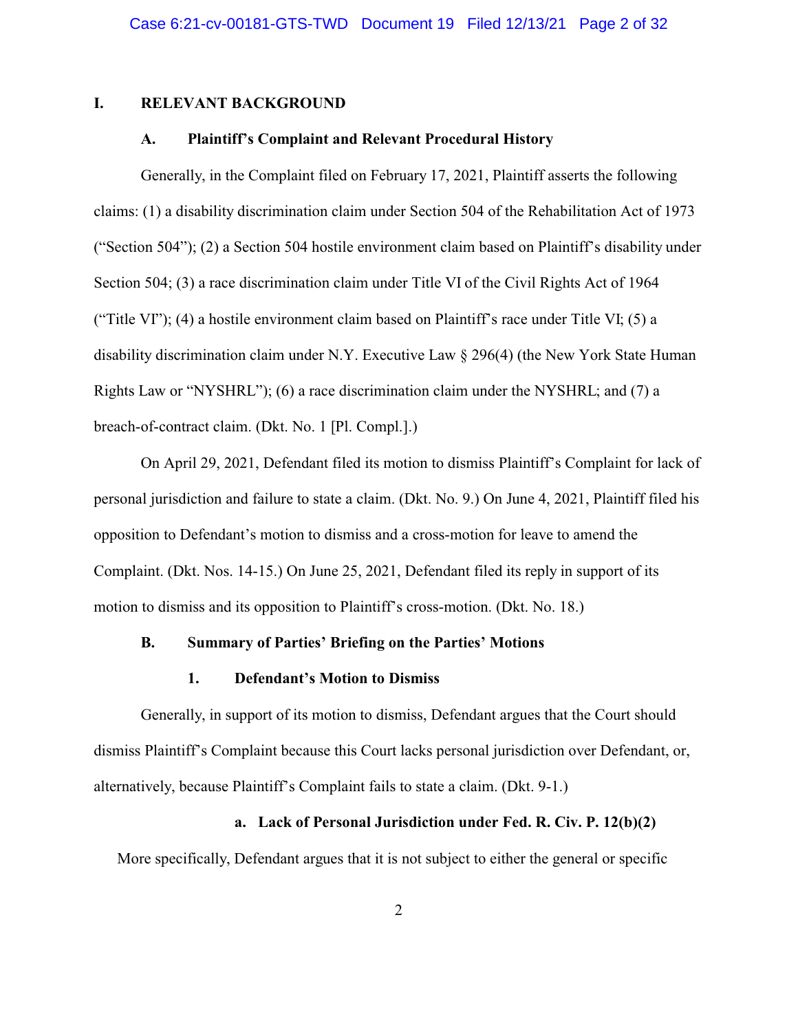# I. RELEVANT BACKGROUND

## A. Plaintiff's Complaint and Relevant Procedural History

Generally, in the Complaint filed on February 17, 2021, Plaintiff asserts the following claims: (1) a disability discrimination claim under Section 504 of the Rehabilitation Act of 1973 ("Section 504"); (2) a Section 504 hostile environment claim based on Plaintiff's disability under Section 504; (3) a race discrimination claim under Title VI of the Civil Rights Act of 1964 ("Title VI"); (4) a hostile environment claim based on Plaintiff's race under Title VI; (5) a disability discrimination claim under N.Y. Executive Law § 296(4) (the New York State Human Rights Law or "NYSHRL"); (6) a race discrimination claim under the NYSHRL; and (7) a breach-of-contract claim. (Dkt. No. 1 [Pl. Compl.].)

On April 29, 2021, Defendant filed its motion to dismiss Plaintiff's Complaint for lack of personal jurisdiction and failure to state a claim. (Dkt. No. 9.) On June 4, 2021, Plaintiff filed his opposition to Defendant's motion to dismiss and a cross-motion for leave to amend the Complaint. (Dkt. Nos. 14-15.) On June 25, 2021, Defendant filed its reply in support of its motion to dismiss and its opposition to Plaintiff's cross-motion. (Dkt. No. 18.)

## B. Summary of Parties' Briefing on the Parties' Motions

### 1. Defendant's Motion to Dismiss

Generally, in support of its motion to dismiss, Defendant argues that the Court should dismiss Plaintiff's Complaint because this Court lacks personal jurisdiction over Defendant, or, alternatively, because Plaintiff's Complaint fails to state a claim. (Dkt. 9-1.)

#### a. Lack of Personal Jurisdiction under Fed. R. Civ. P. 12(b)(2)

More specifically, Defendant argues that it is not subject to either the general or specific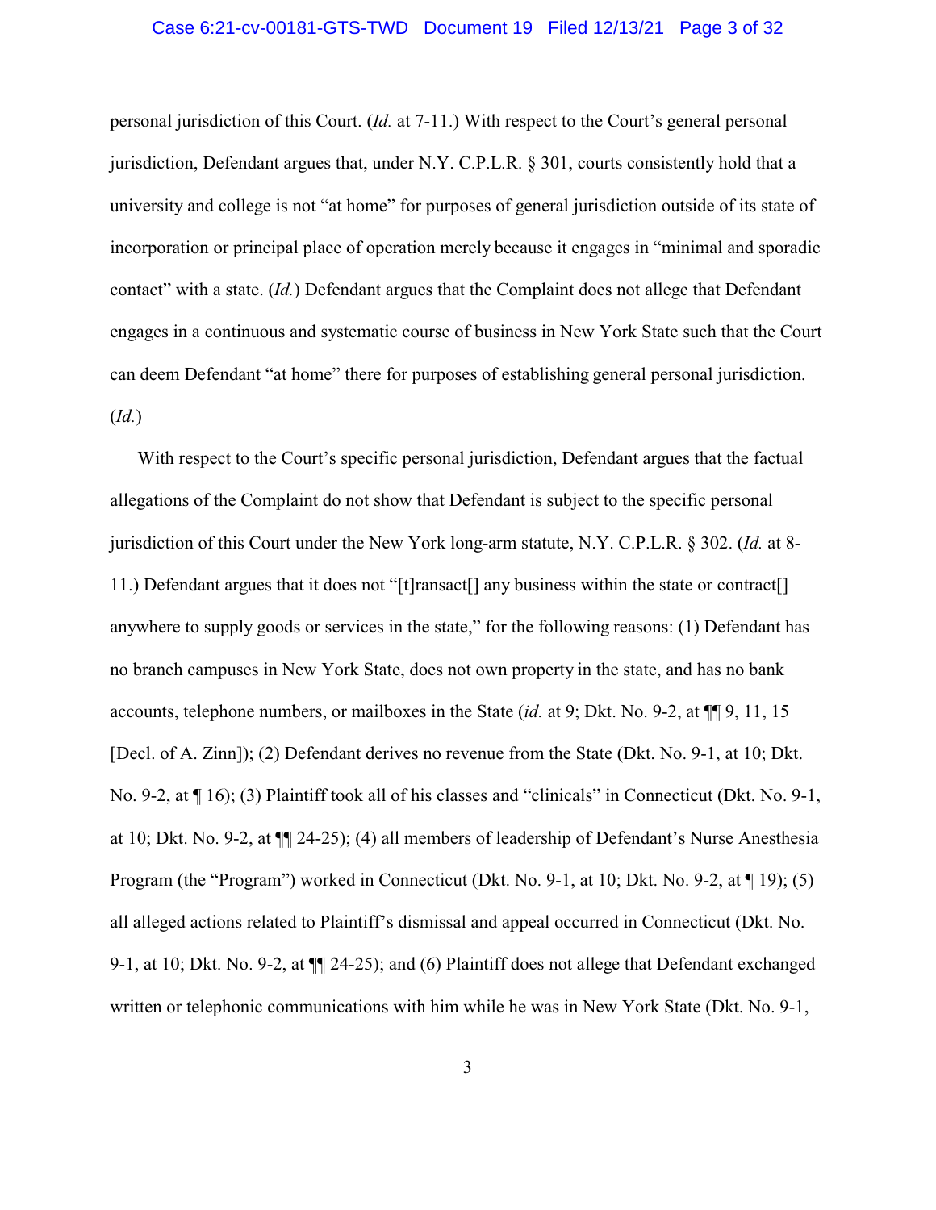personal jurisdiction of this Court. (*Id.* at 7-11.) With respect to the Court's general personal jurisdiction, Defendant argues that, under N.Y. C.P.L.R. § 301, courts consistently hold that a university and college is not "at home" for purposes of general jurisdiction outside of its state of incorporation or principal place of operation merely because it engages in "minimal and sporadic contact" with a state. (*Id.*) Defendant argues that the Complaint does not allege that Defendant engages in a continuous and systematic course of business in New York State such that the Court can deem Defendant "at home" there for purposes of establishing general personal jurisdiction. (*Id.*)

With respect to the Court's specific personal jurisdiction, Defendant argues that the factual allegations of the Complaint do not show that Defendant is subject to the specific personal jurisdiction of this Court under the New York long-arm statute, N.Y. C.P.L.R. § 302. (*Id.* at 8-11.) Defendant argues that it does not "[t]ransact[] any business within the state or contract[] anywhere to supply goods or services in the state," for the following reasons: (1) Defendant has no branch campuses in New York State, does not own property in the state, and has no bank accounts, telephone numbers, or mailboxes in the State (*id.* at 9; Dkt. No. 9-2, at ¶¶ 9, 11, 15 [Decl. of A. Zinn]); (2) Defendant derives no revenue from the State (Dkt. No. 9-1, at 10; Dkt. No. 9-2, at ¶ 16); (3) Plaintiff took all of his classes and "clinicals" in Connecticut (Dkt. No. 9-1, at 10; Dkt. No. 9-2, at ¶¶ 24-25); (4) all members of leadership of Defendant's Nurse Anesthesia Program (the "Program") worked in Connecticut (Dkt. No. 9-1, at 10; Dkt. No. 9-2, at ¶ 19); (5) all alleged actions related to Plaintiff's dismissal and appeal occurred in Connecticut (Dkt. No. 9-1, at 10; Dkt. No. 9-2, at ¶¶ 24-25); and (6) Plaintiff does not allege that Defendant exchanged written or telephonic communications with him while he was in New York State (Dkt. No. 9-1,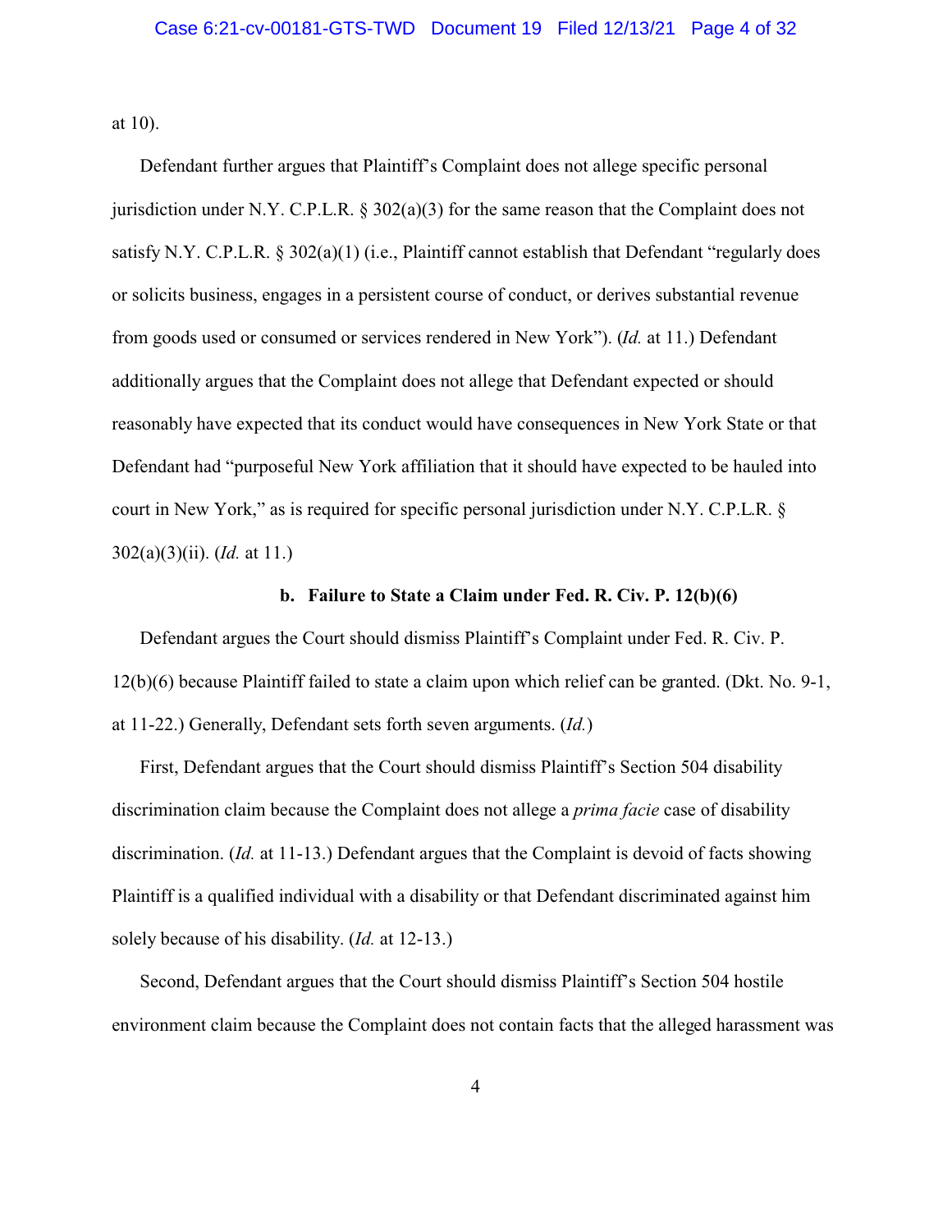at 10).

Defendant further argues that Plaintiff's Complaint does not allege specific personal jurisdiction under N.Y. C.P.L.R. § 302(a)(3) for the same reason that the Complaint does not satisfy N.Y. C.P.L.R. § 302(a)(1) (i.e., Plaintiff cannot establish that Defendant "regularly does or solicits business, engages in a persistent course of conduct, or derives substantial revenue from goods used or consumed or services rendered in New York"). (*Id.* at 11.) Defendant additionally argues that the Complaint does not allege that Defendant expected or should reasonably have expected that its conduct would have consequences in New York State or that Defendant had "purposeful New York affiliation that it should have expected to be hauled into court in New York," as is required for specific personal jurisdiction under N.Y. C.P.L.R. § 302(a)(3)(ii). (*Id.* at 11.)

**b. Failure to State a Claim under Fed. R. Civ. P. 12(b)(6)**

Defendant argues the Court should dismiss Plaintiff's Complaint under Fed. R. Civ. P. 12(b)(6) because Plaintiff failed to state a claim upon which relief can be granted. (Dkt. No. 9-1, at 11-22.) Generally, Defendant sets forth seven arguments. (*Id.*)

First, Defendant argues that the Court should dismiss Plaintiff's Section 504 disability discrimination claim because the Complaint does not allege a *prima facie* case of disability discrimination. (*Id.* at 11-13.) Defendant argues that the Complaint is devoid of facts showing Plaintiff is a qualified individual with a disability or that Defendant discriminated against him solely because of his disability. (*Id.* at 12-13.)

Second, Defendant argues that the Court should dismiss Plaintiff's Section 504 hostile environment claim because the Complaint does not contain facts that the alleged harassment was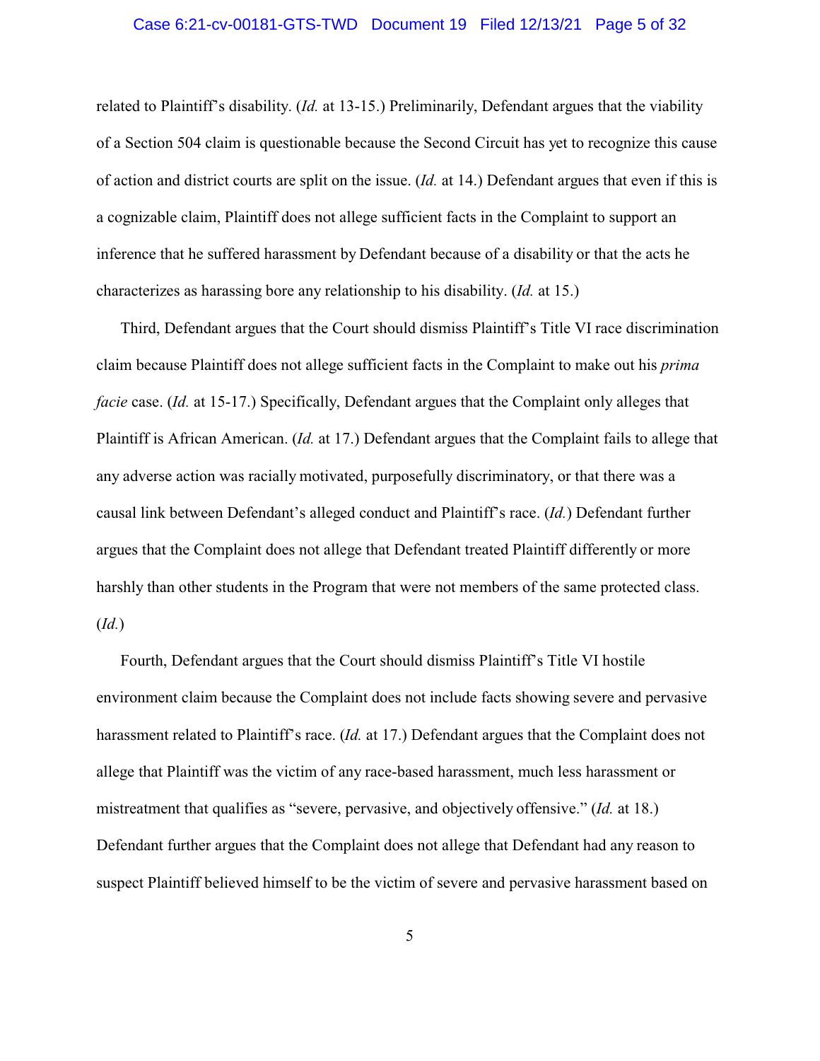related to Plaintiff's disability. (*Id.* at 13-15.) Preliminarily, Defendant argues that the viability of a Section 504 claim is questionable because the Second Circuit has yet to recognize this cause of action and district courts are split on the issue. (*Id.* at 14.) Defendant argues that even if this is a cognizable claim, Plaintiff does not allege sufficient facts in the Complaint to support an inference that he suffered harassment by Defendant because of a disability or that the acts he characterizes as harassing bore any relationship to his disability. (*Id.* at 15.)

Third, Defendant argues that the Court should dismiss Plaintiff's Title VI race discrimination claim because Plaintiff does not allege sufficient facts in the Complaint to make out his *prima facie* case. (*Id.* at 15-17.) Specifically, Defendant argues that the Complaint only alleges that Plaintiff is African American. (*Id.* at 17.) Defendant argues that the Complaint fails to allege that any adverse action was racially motivated, purposefully discriminatory, or that there was a causal link between Defendant's alleged conduct and Plaintiff's race. (*Id.*) Defendant further argues that the Complaint does not allege that Defendant treated Plaintiff differently or more harshly than other students in the Program that were not members of the same protected class. (*Id.*)

Fourth, Defendant argues that the Court should dismiss Plaintiff's Title VI hostile environment claim because the Complaint does not include facts showing severe and pervasive harassment related to Plaintiff's race. (*Id.* at 17.) Defendant argues that the Complaint does not allege that Plaintiff was the victim of any race-based harassment, much less harassment or mistreatment that qualifies as "severe, pervasive, and objectively offensive." (*Id.* at 18.) Defendant further argues that the Complaint does not allege that Defendant had any reason to suspect Plaintiff believed himself to be the victim of severe and pervasive harassment based on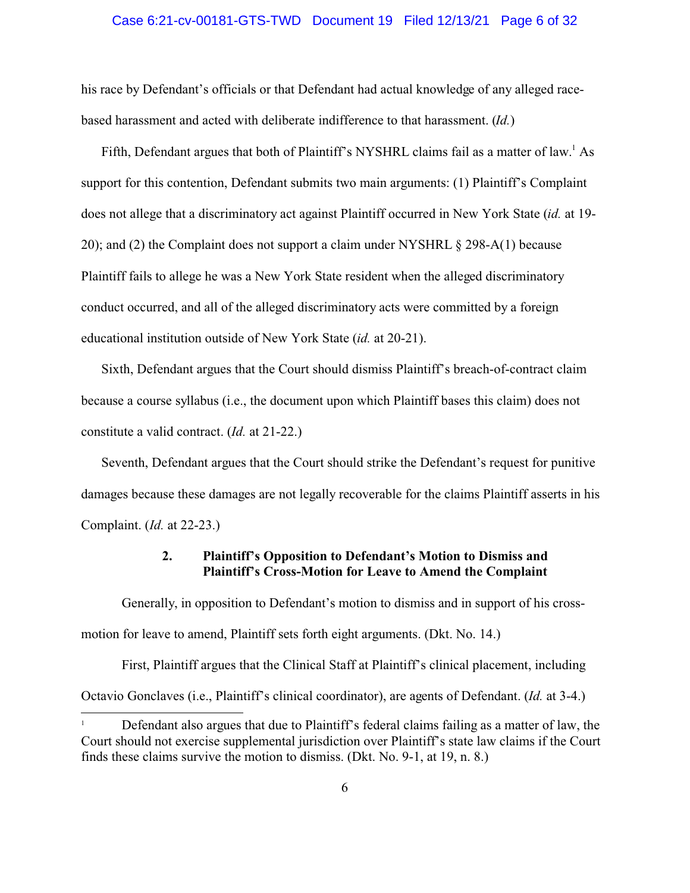his race by Defendant's officials or that Defendant had actual knowledge of any alleged race-based harassment and acted with deliberate indifference to that harassment. (*Id.*)

Fifth, Defendant argues that both of Plaintiff's NYSHRL claims fail as a matter of law.[1] As support for this contention, Defendant submits two main arguments: (1) Plaintiff's Complaint does not allege that a discriminatory act against Plaintiff occurred in New York State (*id.* at 19-20); and (2) the Complaint does not support a claim under NYSHRL § 298-A(1) because Plaintiff fails to allege he was a New York State resident when the alleged discriminatory conduct occurred, and all of the alleged discriminatory acts were committed by a foreign educational institution outside of New York State (*id.* at 20-21).

Sixth, Defendant argues that the Court should dismiss Plaintiff's breach-of-contract claim because a course syllabus (i.e., the document upon which Plaintiff bases this claim) does not constitute a valid contract. (*Id.* at 21-22.)

Seventh, Defendant argues that the Court should strike the Defendant's request for punitive damages because these damages are not legally recoverable for the claims Plaintiff asserts in his Complaint. (*Id.* at 22-23.)

### 2. Plaintiff's Opposition to Defendant's Motion to Dismiss and Plaintiff's Cross-Motion for Leave to Amend the Complaint

Generally, in opposition to Defendant's motion to dismiss and in support of his cross-motion for leave to amend, Plaintiff sets forth eight arguments. (Dkt. No. 14.)

First, Plaintiff argues that the Clinical Staff at Plaintiff's clinical placement, including Octavio Gonclaves (i.e., Plaintiff's clinical coordinator), are agents of Defendant. (*Id.* at 3-4.)

[1] Defendant also argues that due to Plaintiff's federal claims failing as a matter of law, the Court should not exercise supplemental jurisdiction over Plaintiff's state law claims if the Court finds these claims survive the motion to dismiss. (Dkt. No. 9-1, at 19, n. 8.)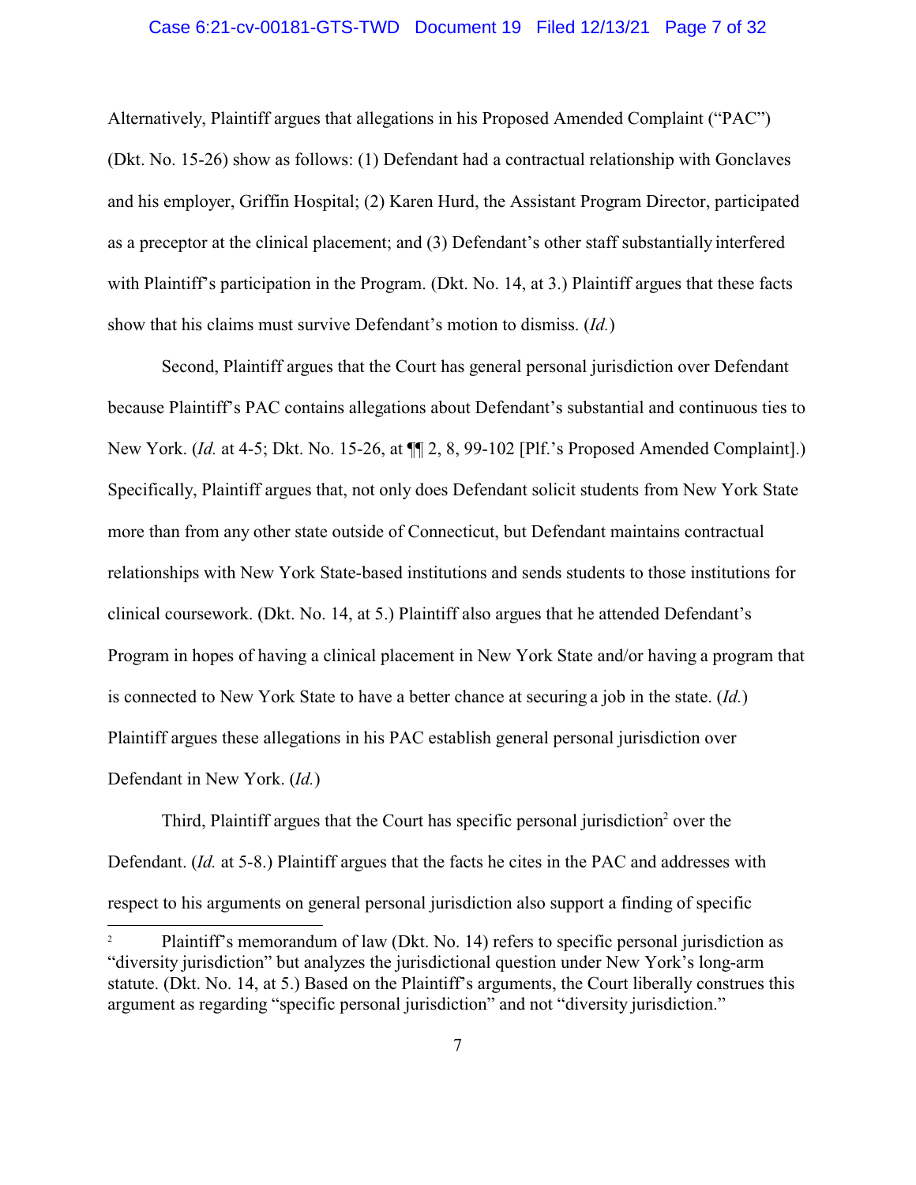Alternatively, Plaintiff argues that allegations in his Proposed Amended Complaint ("PAC") (Dkt. No. 15-26) show as follows: (1) Defendant had a contractual relationship with Gonclaves and his employer, Griffin Hospital; (2) Karen Hurd, the Assistant Program Director, participated as a preceptor at the clinical placement; and (3) Defendant's other staff substantially interfered with Plaintiff's participation in the Program. (Dkt. No. 14, at 3.) Plaintiff argues that these facts show that his claims must survive Defendant's motion to dismiss. (*Id.*)

Second, Plaintiff argues that the Court has general personal jurisdiction over Defendant because Plaintiff's PAC contains allegations about Defendant's substantial and continuous ties to New York. (*Id.* at 4-5; Dkt. No. 15-26, at ¶¶ 2, 8, 99-102 [Plf.'s Proposed Amended Complaint].) Specifically, Plaintiff argues that, not only does Defendant solicit students from New York State more than from any other state outside of Connecticut, but Defendant maintains contractual relationships with New York State-based institutions and sends students to those institutions for clinical coursework. (Dkt. No. 14, at 5.) Plaintiff also argues that he attended Defendant's Program in hopes of having a clinical placement in New York State and/or having a program that is connected to New York State to have a better chance at securing a job in the state. (*Id.*) Plaintiff argues these allegations in his PAC establish general personal jurisdiction over Defendant in New York. (*Id.*)

Third, Plaintiff argues that the Court has specific personal jurisdiction[2] over the Defendant. (*Id.* at 5-8.) Plaintiff argues that the facts he cites in the PAC and addresses with respect to his arguments on general personal jurisdiction also support a finding of specific

---

[2] Plaintiff's memorandum of law (Dkt. No. 14) refers to specific personal jurisdiction as "diversity jurisdiction" but analyzes the jurisdictional question under New York's long-arm statute. (Dkt. No. 14, at 5.) Based on the Plaintiff's arguments, the Court liberally construes this argument as regarding "specific personal jurisdiction" and not "diversity jurisdiction."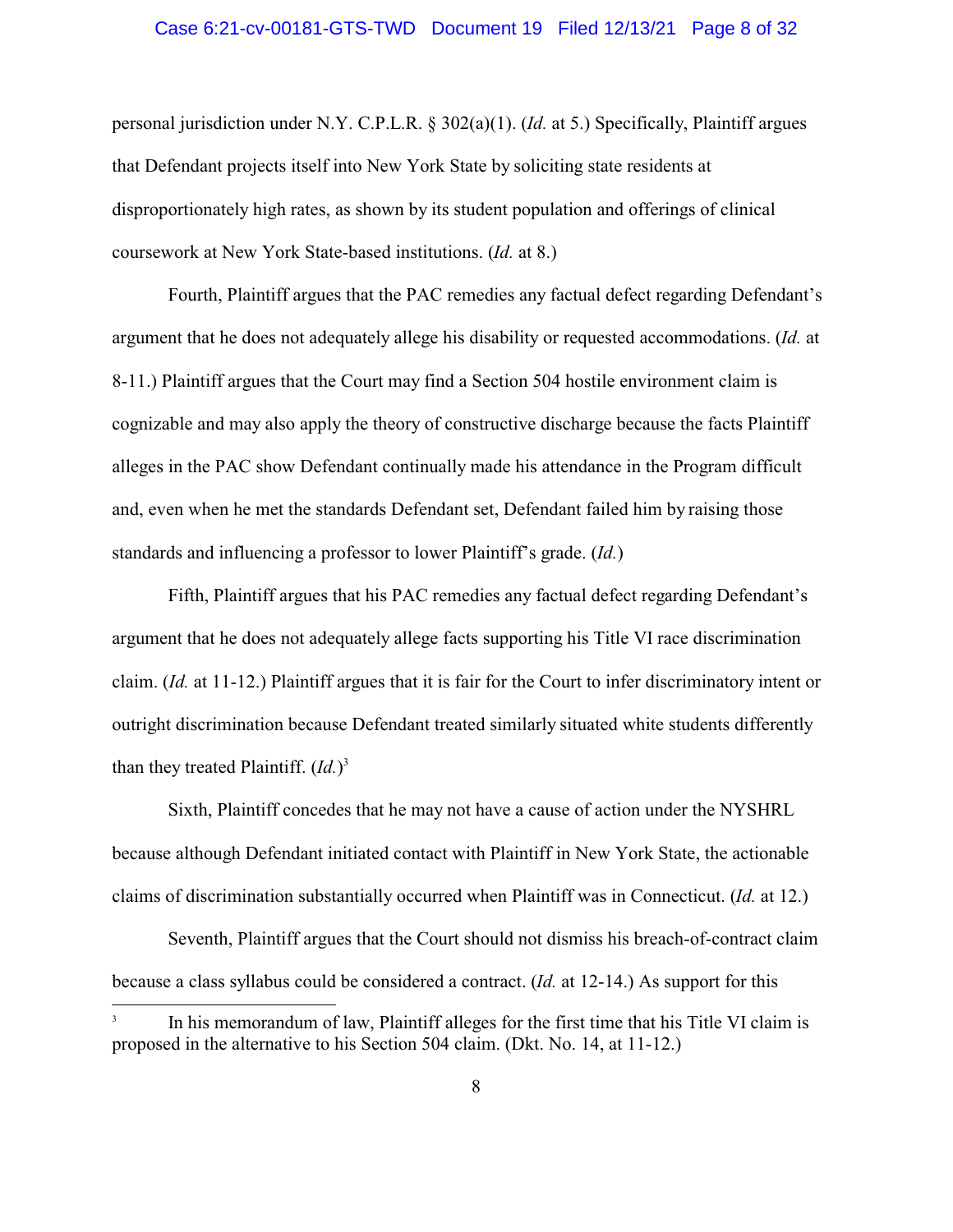personal jurisdiction under N.Y. C.P.L.R. § 302(a)(1). (*Id.* at 5.) Specifically, Plaintiff argues that Defendant projects itself into New York State by soliciting state residents at disproportionately high rates, as shown by its student population and offerings of clinical coursework at New York State-based institutions. (*Id.* at 8.)

Fourth, Plaintiff argues that the PAC remedies any factual defect regarding Defendant's argument that he does not adequately allege his disability or requested accommodations. (*Id.* at 8-11.) Plaintiff argues that the Court may find a Section 504 hostile environment claim is cognizable and may also apply the theory of constructive discharge because the facts Plaintiff alleges in the PAC show Defendant continually made his attendance in the Program difficult and, even when he met the standards Defendant set, Defendant failed him by raising those standards and influencing a professor to lower Plaintiff's grade. (*Id.*)

Fifth, Plaintiff argues that his PAC remedies any factual defect regarding Defendant's argument that he does not adequately allege facts supporting his Title VI race discrimination claim. (*Id.* at 11-12.) Plaintiff argues that it is fair for the Court to infer discriminatory intent or outright discrimination because Defendant treated similarly situated white students differently than they treated Plaintiff. (*Id.*)[3]

Sixth, Plaintiff concedes that he may not have a cause of action under the NYSHRL because although Defendant initiated contact with Plaintiff in New York State, the actionable claims of discrimination substantially occurred when Plaintiff was in Connecticut. (*Id.* at 12.)

Seventh, Plaintiff argues that the Court should not dismiss his breach-of-contract claim because a class syllabus could be considered a contract. (*Id.* at 12-14.) As support for this

---

[3] In his memorandum of law, Plaintiff alleges for the first time that his Title VI claim is proposed in the alternative to his Section 504 claim. (Dkt. No. 14, at 11-12.)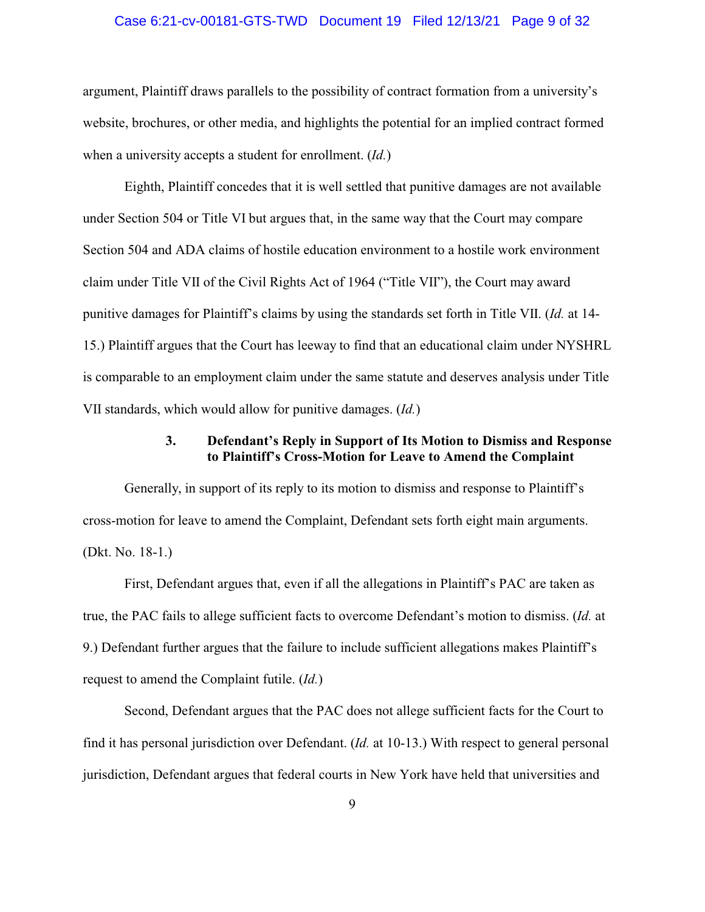argument, Plaintiff draws parallels to the possibility of contract formation from a university's website, brochures, or other media, and highlights the potential for an implied contract formed when a university accepts a student for enrollment. (*Id.*)

Eighth, Plaintiff concedes that it is well settled that punitive damages are not available under Section 504 or Title VI but argues that, in the same way that the Court may compare Section 504 and ADA claims of hostile education environment to a hostile work environment claim under Title VII of the Civil Rights Act of 1964 ("Title VII"), the Court may award punitive damages for Plaintiff's claims by using the standards set forth in Title VII. (*Id.* at 14-15.) Plaintiff argues that the Court has leeway to find that an educational claim under NYSHRL is comparable to an employment claim under the same statute and deserves analysis under Title VII standards, which would allow for punitive damages. (*Id.*)

### 3. Defendant's Reply in Support of Its Motion to Dismiss and Response to Plaintiff's Cross-Motion for Leave to Amend the Complaint

Generally, in support of its reply to its motion to dismiss and response to Plaintiff's cross-motion for leave to amend the Complaint, Defendant sets forth eight main arguments. (Dkt. No. 18-1.)

First, Defendant argues that, even if all the allegations in Plaintiff's PAC are taken as true, the PAC fails to allege sufficient facts to overcome Defendant's motion to dismiss. (*Id.* at 9.) Defendant further argues that the failure to include sufficient allegations makes Plaintiff's request to amend the Complaint futile. (*Id.*)

Second, Defendant argues that the PAC does not allege sufficient facts for the Court to find it has personal jurisdiction over Defendant. (*Id.* at 10-13.) With respect to general personal jurisdiction, Defendant argues that federal courts in New York have held that universities and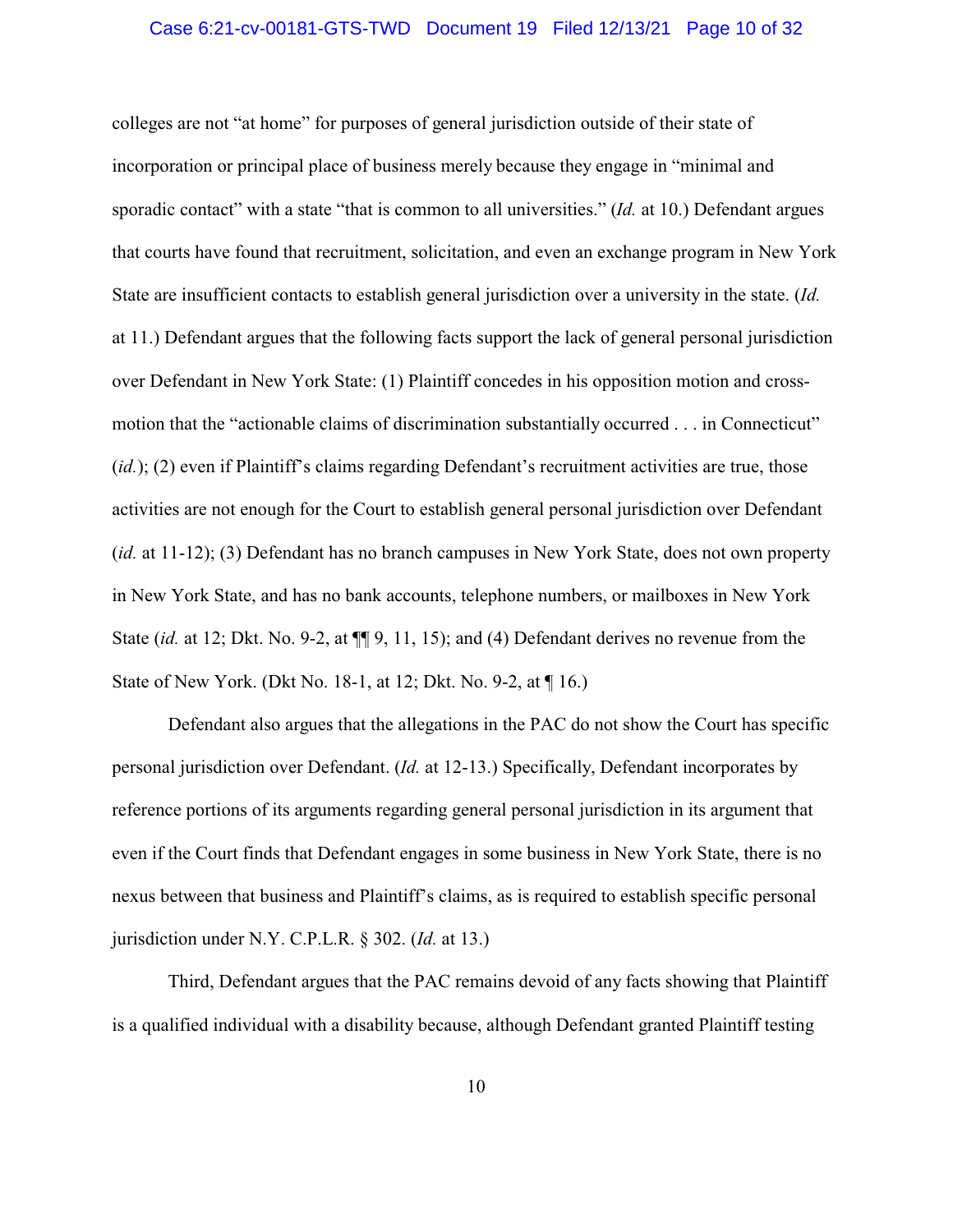colleges are not "at home" for purposes of general jurisdiction outside of their state of incorporation or principal place of business merely because they engage in "minimal and sporadic contact" with a state "that is common to all universities." (*Id.* at 10.) Defendant argues that courts have found that recruitment, solicitation, and even an exchange program in New York State are insufficient contacts to establish general jurisdiction over a university in the state. (*Id.* at 11.) Defendant argues that the following facts support the lack of general personal jurisdiction over Defendant in New York State: (1) Plaintiff concedes in his opposition motion and cross-motion that the "actionable claims of discrimination substantially occurred . . . in Connecticut" (*id.*); (2) even if Plaintiff's claims regarding Defendant's recruitment activities are true, those activities are not enough for the Court to establish general personal jurisdiction over Defendant (*id.* at 11-12); (3) Defendant has no branch campuses in New York State, does not own property in New York State, and has no bank accounts, telephone numbers, or mailboxes in New York State (*id.* at 12; Dkt. No. 9-2, at ¶¶ 9, 11, 15); and (4) Defendant derives no revenue from the State of New York. (Dkt No. 18-1, at 12; Dkt. No. 9-2, at ¶ 16.)

Defendant also argues that the allegations in the PAC do not show the Court has specific personal jurisdiction over Defendant. (*Id.* at 12-13.) Specifically, Defendant incorporates by reference portions of its arguments regarding general personal jurisdiction in its argument that even if the Court finds that Defendant engages in some business in New York State, there is no nexus between that business and Plaintiff's claims, as is required to establish specific personal jurisdiction under N.Y. C.P.L.R. § 302. (*Id.* at 13.)

Third, Defendant argues that the PAC remains devoid of any facts showing that Plaintiff is a qualified individual with a disability because, although Defendant granted Plaintiff testing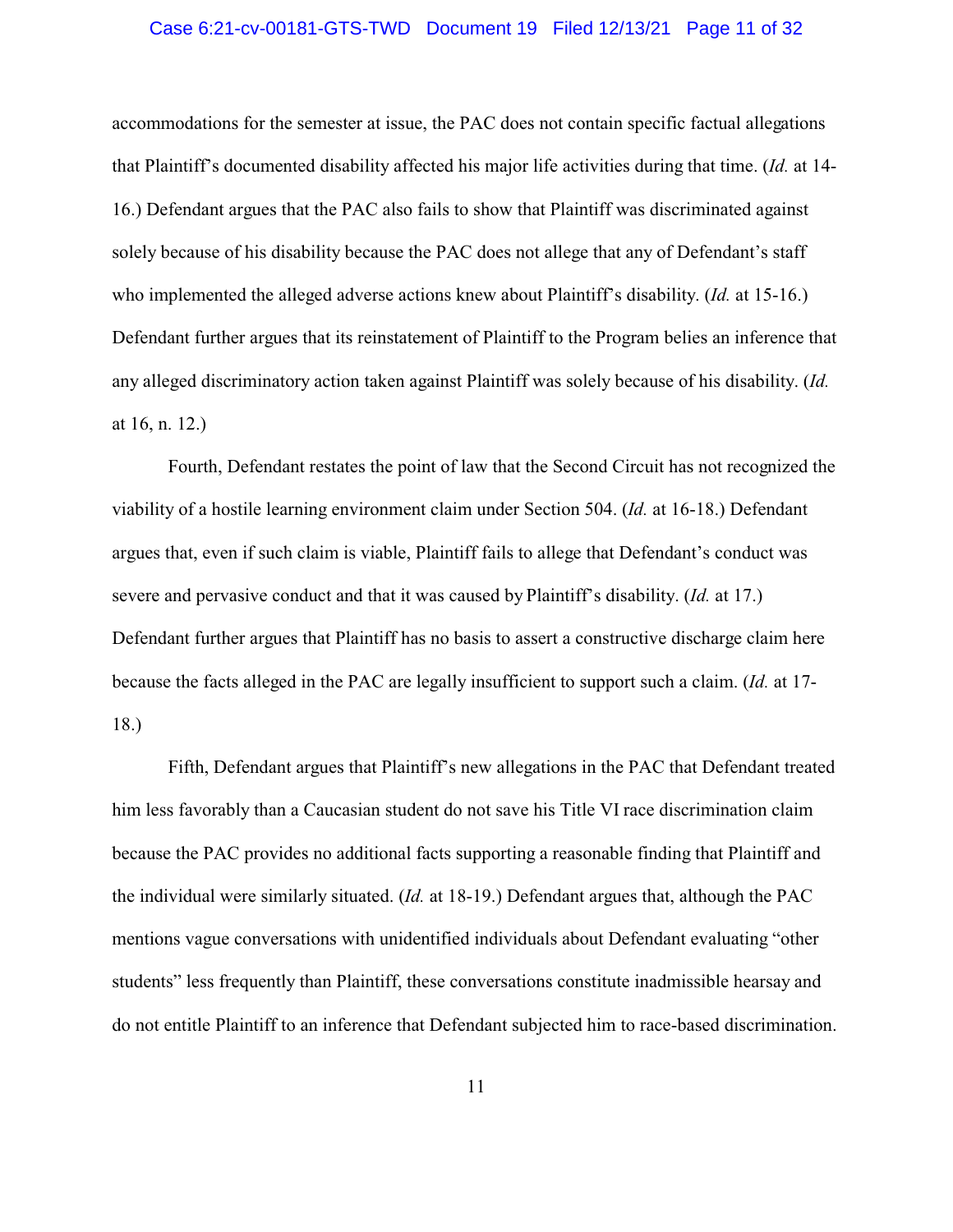accommodations for the semester at issue, the PAC does not contain specific factual allegations that Plaintiff's documented disability affected his major life activities during that time. (*Id.* at 14-16.) Defendant argues that the PAC also fails to show that Plaintiff was discriminated against solely because of his disability because the PAC does not allege that any of Defendant's staff who implemented the alleged adverse actions knew about Plaintiff's disability. (*Id.* at 15-16.) Defendant further argues that its reinstatement of Plaintiff to the Program belies an inference that any alleged discriminatory action taken against Plaintiff was solely because of his disability. (*Id.* at 16, n. 12.)

Fourth, Defendant restates the point of law that the Second Circuit has not recognized the viability of a hostile learning environment claim under Section 504. (*Id.* at 16-18.) Defendant argues that, even if such claim is viable, Plaintiff fails to allege that Defendant's conduct was severe and pervasive conduct and that it was caused by Plaintiff's disability. (*Id.* at 17.) Defendant further argues that Plaintiff has no basis to assert a constructive discharge claim here because the facts alleged in the PAC are legally insufficient to support such a claim. (*Id.* at 17-18.)

Fifth, Defendant argues that Plaintiff's new allegations in the PAC that Defendant treated him less favorably than a Caucasian student do not save his Title VI race discrimination claim because the PAC provides no additional facts supporting a reasonable finding that Plaintiff and the individual were similarly situated. (*Id.* at 18-19.) Defendant argues that, although the PAC mentions vague conversations with unidentified individuals about Defendant evaluating "other students" less frequently than Plaintiff, these conversations constitute inadmissible hearsay and do not entitle Plaintiff to an inference that Defendant subjected him to race-based discrimination.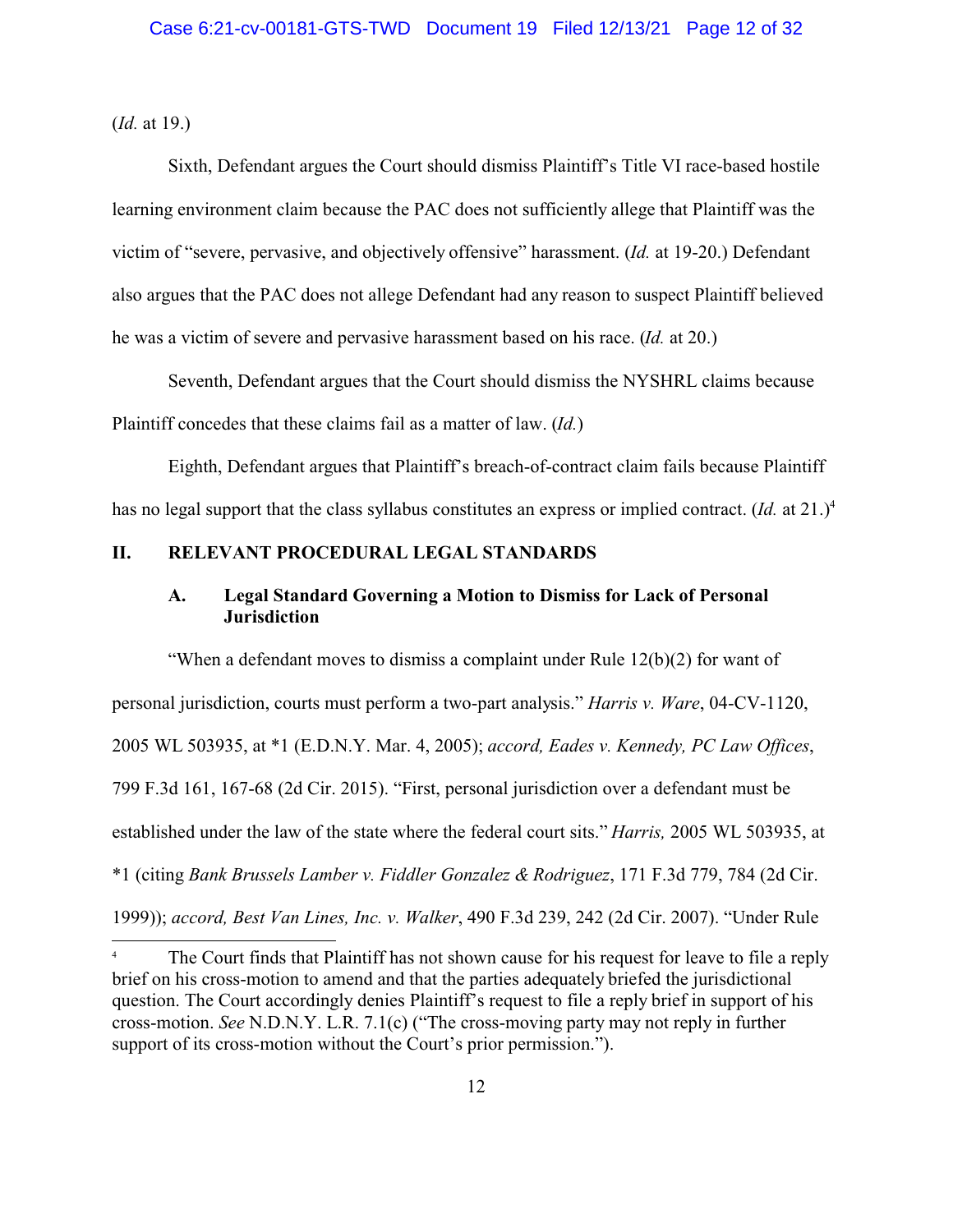(*Id.* at 19.)

Sixth, Defendant argues the Court should dismiss Plaintiff's Title VI race-based hostile learning environment claim because the PAC does not sufficiently allege that Plaintiff was the victim of "severe, pervasive, and objectively offensive" harassment. (*Id.* at 19-20.) Defendant also argues that the PAC does not allege Defendant had any reason to suspect Plaintiff believed he was a victim of severe and pervasive harassment based on his race. (*Id.* at 20.)

Seventh, Defendant argues that the Court should dismiss the NYSHRL claims because Plaintiff concedes that these claims fail as a matter of law. (*Id.*)

Eighth, Defendant argues that Plaintiff's breach-of-contract claim fails because Plaintiff has no legal support that the class syllabus constitutes an express or implied contract. (*Id.* at 21.)[4]

## II. RELEVANT PROCEDURAL LEGAL STANDARDS

### A. Legal Standard Governing a Motion to Dismiss for Lack of Personal Jurisdiction

"When a defendant moves to dismiss a complaint under Rule 12(b)(2) for want of personal jurisdiction, courts must perform a two-part analysis." *Harris v. Ware*, 04-CV-1120, 2005 WL 503935, at *1 (E.D.N.Y. Mar. 4, 2005); *accord, Eades v. Kennedy, PC Law Offices*, 799 F.3d 161, 167-68 (2d Cir. 2015). "First, personal jurisdiction over a defendant must be established under the law of the state where the federal court sits." *Harris,* 2005 WL 503935, at *1 (citing *Bank Brussels Lamber v. Fiddler Gonzalez & Rodriguez*, 171 F.3d 779, 784 (2d Cir. 1999)); *accord, Best Van Lines, Inc. v. Walker*, 490 F.3d 239, 242 (2d Cir. 2007). "Under Rule

---

[4] The Court finds that Plaintiff has not shown cause for his request for leave to file a reply brief on his cross-motion to amend and that the parties adequately briefed the jurisdictional question. The Court accordingly denies Plaintiff's request to file a reply brief in support of his cross-motion. *See* N.D.N.Y. L.R. 7.1(c) ("The cross-moving party may not reply in further support of its cross-motion without the Court's prior permission.").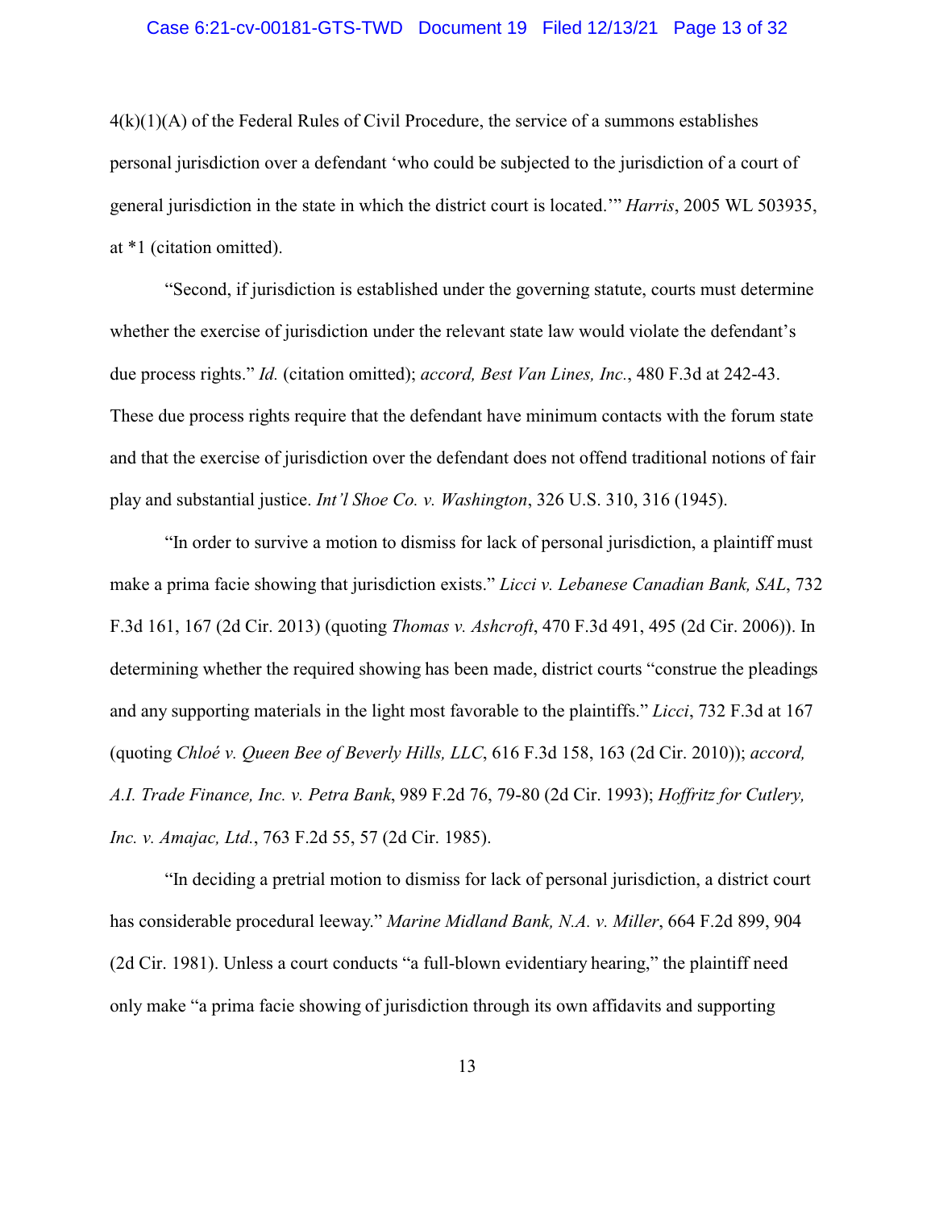4(k)(1)(A) of the Federal Rules of Civil Procedure, the service of a summons establishes personal jurisdiction over a defendant 'who could be subjected to the jurisdiction of a court of general jurisdiction in the state in which the district court is located.'" *Harris*, 2005 WL 503935, at *1 (citation omitted).

"Second, if jurisdiction is established under the governing statute, courts must determine whether the exercise of jurisdiction under the relevant state law would violate the defendant's due process rights." *Id.* (citation omitted); *accord, Best Van Lines, Inc.*, 480 F.3d at 242-43. These due process rights require that the defendant have minimum contacts with the forum state and that the exercise of jurisdiction over the defendant does not offend traditional notions of fair play and substantial justice. *Int'l Shoe Co. v. Washington*, 326 U.S. 310, 316 (1945).

"In order to survive a motion to dismiss for lack of personal jurisdiction, a plaintiff must make a prima facie showing that jurisdiction exists." *Licci v. Lebanese Canadian Bank, SAL*, 732 F.3d 161, 167 (2d Cir. 2013) (quoting *Thomas v. Ashcroft*, 470 F.3d 491, 495 (2d Cir. 2006)). In determining whether the required showing has been made, district courts "construe the pleadings and any supporting materials in the light most favorable to the plaintiffs." *Licci*, 732 F.3d at 167 (quoting *Chloé v. Queen Bee of Beverly Hills, LLC*, 616 F.3d 158, 163 (2d Cir. 2010)); *accord, A.I. Trade Finance, Inc. v. Petra Bank*, 989 F.2d 76, 79-80 (2d Cir. 1993); *Hoffritz for Cutlery, Inc. v. Amajac, Ltd.*, 763 F.2d 55, 57 (2d Cir. 1985).

"In deciding a pretrial motion to dismiss for lack of personal jurisdiction, a district court has considerable procedural leeway." *Marine Midland Bank, N.A. v. Miller*, 664 F.2d 899, 904 (2d Cir. 1981). Unless a court conducts "a full-blown evidentiary hearing," the plaintiff need only make "a prima facie showing of jurisdiction through its own affidavits and supporting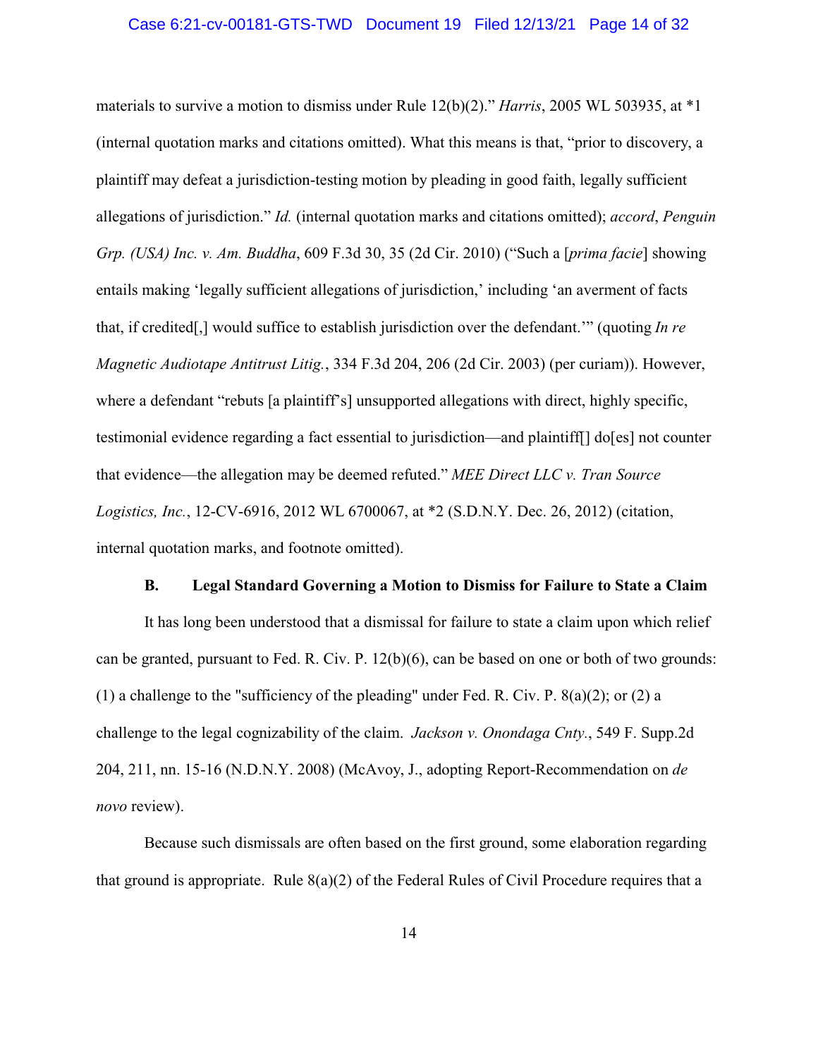materials to survive a motion to dismiss under Rule 12(b)(2)." *Harris*, 2005 WL 503935, at *1 (internal quotation marks and citations omitted). What this means is that, "prior to discovery, a plaintiff may defeat a jurisdiction-testing motion by pleading in good faith, legally sufficient allegations of jurisdiction." *Id.* (internal quotation marks and citations omitted); *accord*, *Penguin Grp. (USA) Inc. v. Am. Buddha*, 609 F.3d 30, 35 (2d Cir. 2010) ("Such a [*prima facie*] showing entails making 'legally sufficient allegations of jurisdiction,' including 'an averment of facts that, if credited[,] would suffice to establish jurisdiction over the defendant.'" (quoting *In re Magnetic Audiotape Antitrust Litig.*, 334 F.3d 204, 206 (2d Cir. 2003) (per curiam)). However, where a defendant "rebuts [a plaintiff's] unsupported allegations with direct, highly specific, testimonial evidence regarding a fact essential to jurisdiction—and plaintiff[] do[es] not counter that evidence—the allegation may be deemed refuted." *MEE Direct LLC v. Tran Source Logistics, Inc.*, 12-CV-6916, 2012 WL 6700067, at *2 (S.D.N.Y. Dec. 26, 2012) (citation, internal quotation marks, and footnote omitted).

### B. Legal Standard Governing a Motion to Dismiss for Failure to State a Claim

It has long been understood that a dismissal for failure to state a claim upon which relief can be granted, pursuant to Fed. R. Civ. P. 12(b)(6), can be based on one or both of two grounds: (1) a challenge to the "sufficiency of the pleading" under Fed. R. Civ. P. 8(a)(2); or (2) a challenge to the legal cognizability of the claim. *Jackson v. Onondaga Cnty.*, 549 F. Supp.2d 204, 211, nn. 15-16 (N.D.N.Y. 2008) (McAvoy, J., adopting Report-Recommendation on *de novo* review).

Because such dismissals are often based on the first ground, some elaboration regarding that ground is appropriate. Rule 8(a)(2) of the Federal Rules of Civil Procedure requires that a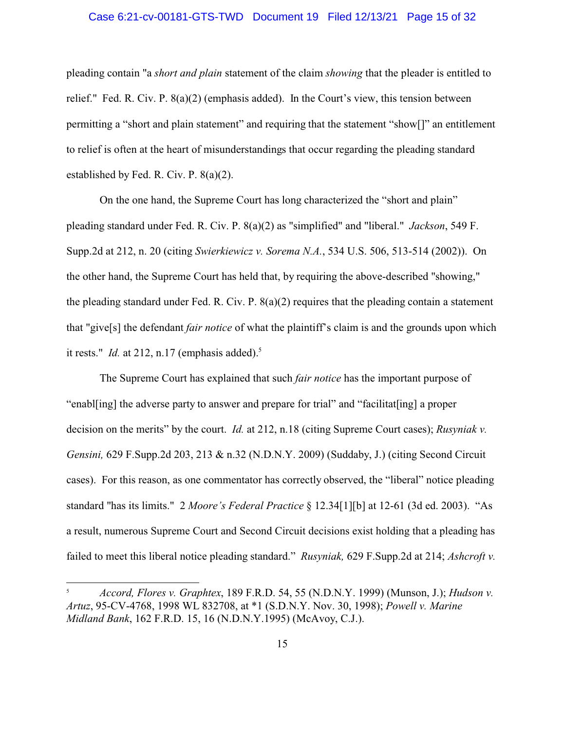pleading contain "a *short and plain* statement of the claim *showing* that the pleader is entitled to relief." Fed. R. Civ. P. 8(a)(2) (emphasis added). In the Court's view, this tension between permitting a "short and plain statement" and requiring that the statement "show[]" an entitlement to relief is often at the heart of misunderstandings that occur regarding the pleading standard established by Fed. R. Civ. P. 8(a)(2).

On the one hand, the Supreme Court has long characterized the "short and plain" pleading standard under Fed. R. Civ. P. 8(a)(2) as "simplified" and "liberal." *Jackson*, 549 F. Supp.2d at 212, n. 20 (citing *Swierkiewicz v. Sorema N.A.*, 534 U.S. 506, 513-514 (2002)). On the other hand, the Supreme Court has held that, by requiring the above-described "showing," the pleading standard under Fed. R. Civ. P. 8(a)(2) requires that the pleading contain a statement that "give[s] the defendant *fair notice* of what the plaintiff's claim is and the grounds upon which it rests." *Id.* at 212, n.17 (emphasis added).[5]

The Supreme Court has explained that such *fair notice* has the important purpose of "enabl[ing] the adverse party to answer and prepare for trial" and "facilitat[ing] a proper decision on the merits" by the court. *Id.* at 212, n.18 (citing Supreme Court cases); *Rusyniak v. Gensini,* 629 F.Supp.2d 203, 213 & n.32 (N.D.N.Y. 2009) (Suddaby, J.) (citing Second Circuit cases). For this reason, as one commentator has correctly observed, the "liberal" notice pleading standard "has its limits." 2 *Moore's Federal Practice* § 12.34[1][b] at 12-61 (3d ed. 2003). "As a result, numerous Supreme Court and Second Circuit decisions exist holding that a pleading has failed to meet this liberal notice pleading standard." *Rusyniak,* 629 F.Supp.2d at 214; *Ashcroft v.*

---

[5] *Accord, Flores v. Graphtex*, 189 F.R.D. 54, 55 (N.D.N.Y. 1999) (Munson, J.); *Hudson v. Artuz*, 95-CV-4768, 1998 WL 832708, at *1 (S.D.N.Y. Nov. 30, 1998); *Powell v. Marine Midland Bank*, 162 F.R.D. 15, 16 (N.D.N.Y.1995) (McAvoy, C.J.).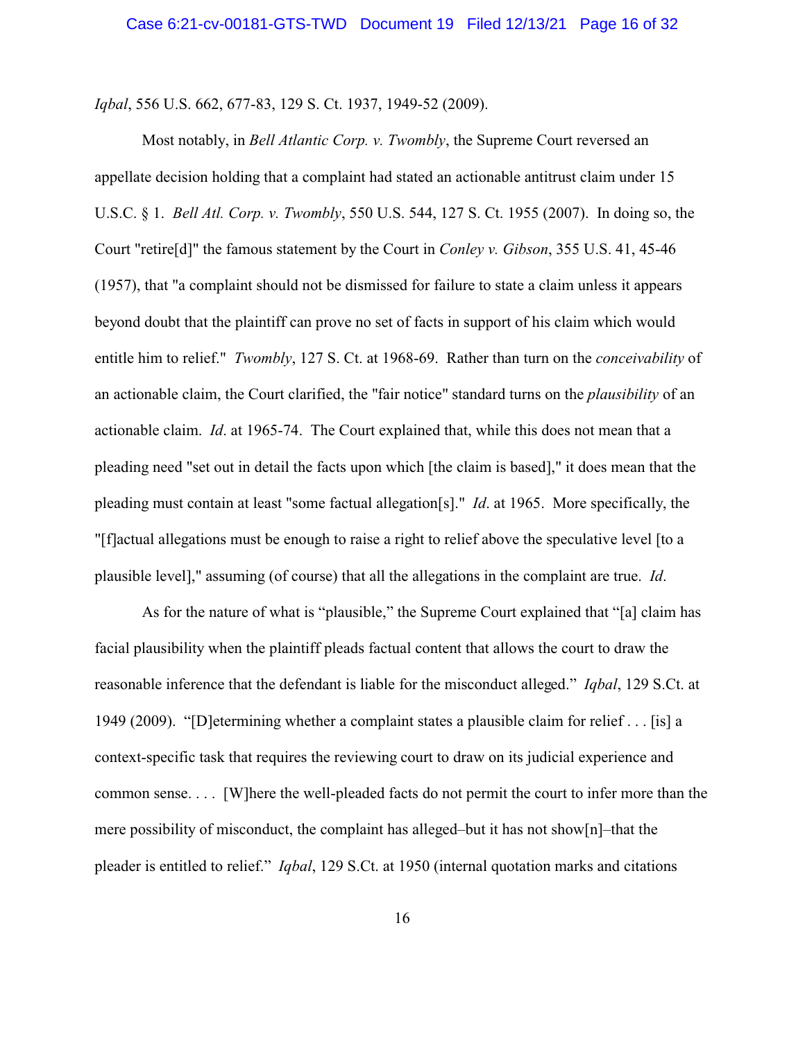*Iqbal*, 556 U.S. 662, 677-83, 129 S. Ct. 1937, 1949-52 (2009).

Most notably, in *Bell Atlantic Corp. v. Twombly*, the Supreme Court reversed an appellate decision holding that a complaint had stated an actionable antitrust claim under 15 U.S.C. § 1. *Bell Atl. Corp. v. Twombly*, 550 U.S. 544, 127 S. Ct. 1955 (2007). In doing so, the Court "retire[d]" the famous statement by the Court in *Conley v. Gibson*, 355 U.S. 41, 45-46 (1957), that "a complaint should not be dismissed for failure to state a claim unless it appears beyond doubt that the plaintiff can prove no set of facts in support of his claim which would entitle him to relief." *Twombly*, 127 S. Ct. at 1968-69. Rather than turn on the *conceivability* of an actionable claim, the Court clarified, the "fair notice" standard turns on the *plausibility* of an actionable claim. *Id*. at 1965-74. The Court explained that, while this does not mean that a pleading need "set out in detail the facts upon which [the claim is based]," it does mean that the pleading must contain at least "some factual allegation[s]." *Id*. at 1965. More specifically, the "[f]actual allegations must be enough to raise a right to relief above the speculative level [to a plausible level]," assuming (of course) that all the allegations in the complaint are true. *Id*.

As for the nature of what is "plausible," the Supreme Court explained that "[a] claim has facial plausibility when the plaintiff pleads factual content that allows the court to draw the reasonable inference that the defendant is liable for the misconduct alleged." *Iqbal*, 129 S.Ct. at 1949 (2009). "[D]etermining whether a complaint states a plausible claim for relief . . . [is] a context-specific task that requires the reviewing court to draw on its judicial experience and common sense. . . . [W]here the well-pleaded facts do not permit the court to infer more than the mere possibility of misconduct, the complaint has alleged–but it has not show[n]–that the pleader is entitled to relief." *Iqbal*, 129 S.Ct. at 1950 (internal quotation marks and citations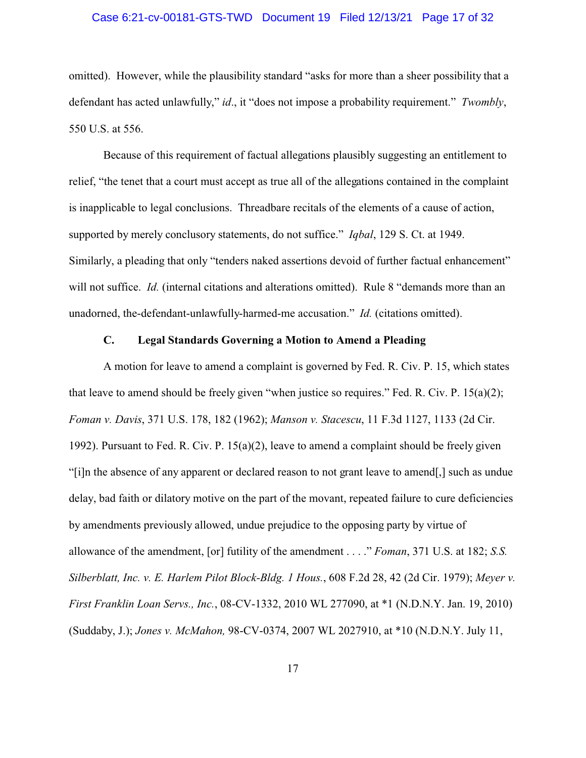omitted). However, while the plausibility standard "asks for more than a sheer possibility that a defendant has acted unlawfully," *id*., it "does not impose a probability requirement." *Twombly*, 550 U.S. at 556.

Because of this requirement of factual allegations plausibly suggesting an entitlement to relief, "the tenet that a court must accept as true all of the allegations contained in the complaint is inapplicable to legal conclusions. Threadbare recitals of the elements of a cause of action, supported by merely conclusory statements, do not suffice." *Iqbal*, 129 S. Ct. at 1949. Similarly, a pleading that only "tenders naked assertions devoid of further factual enhancement" will not suffice. *Id.* (internal citations and alterations omitted). Rule 8 "demands more than an unadorned, the-defendant-unlawfully-harmed-me accusation." *Id.* (citations omitted).

### C. Legal Standards Governing a Motion to Amend a Pleading

A motion for leave to amend a complaint is governed by Fed. R. Civ. P. 15, which states that leave to amend should be freely given "when justice so requires." Fed. R. Civ. P. 15(a)(2); *Foman v. Davis*, 371 U.S. 178, 182 (1962); *Manson v. Stacescu*, 11 F.3d 1127, 1133 (2d Cir. 1992). Pursuant to Fed. R. Civ. P. 15(a)(2), leave to amend a complaint should be freely given "[i]n the absence of any apparent or declared reason to not grant leave to amend[,] such as undue delay, bad faith or dilatory motive on the part of the movant, repeated failure to cure deficiencies by amendments previously allowed, undue prejudice to the opposing party by virtue of allowance of the amendment, [or] futility of the amendment . . . ." *Foman*, 371 U.S. at 182; *S.S. Silberblatt, Inc. v. E. Harlem Pilot Block-Bldg. 1 Hous.*, 608 F.2d 28, 42 (2d Cir. 1979); *Meyer v. First Franklin Loan Servs., Inc.*, 08-CV-1332, 2010 WL 277090, at *1 (N.D.N.Y. Jan. 19, 2010) (Suddaby, J.); *Jones v. McMahon,* 98-CV-0374, 2007 WL 2027910, at *10 (N.D.N.Y. July 11,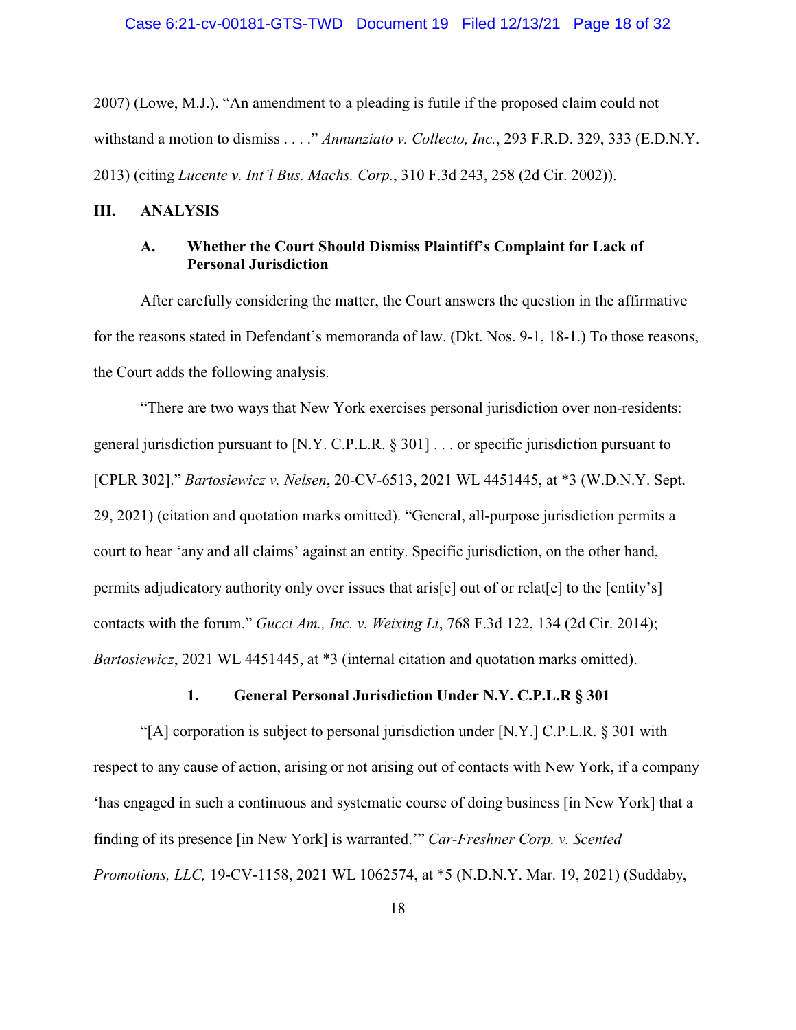2007) (Lowe, M.J.). "An amendment to a pleading is futile if the proposed claim could not withstand a motion to dismiss . . . ." *Annunziato v. Collecto, Inc.*, 293 F.R.D. 329, 333 (E.D.N.Y. 2013) (citing *Lucente v. Int'l Bus. Machs. Corp.*, 310 F.3d 243, 258 (2d Cir. 2002)).

## III. ANALYSIS

### A. Whether the Court Should Dismiss Plaintiff's Complaint for Lack of Personal Jurisdiction

After carefully considering the matter, the Court answers the question in the affirmative for the reasons stated in Defendant's memoranda of law. (Dkt. Nos. 9-1, 18-1.) To those reasons, the Court adds the following analysis.

"There are two ways that New York exercises personal jurisdiction over non-residents: general jurisdiction pursuant to [N.Y. C.P.L.R. § 301] . . . or specific jurisdiction pursuant to [CPLR 302]." *Bartosiewicz v. Nelsen*, 20-CV-6513, 2021 WL 4451445, at *3 (W.D.N.Y. Sept. 29, 2021) (citation and quotation marks omitted). "General, all-purpose jurisdiction permits a court to hear 'any and all claims' against an entity. Specific jurisdiction, on the other hand, permits adjudicatory authority only over issues that aris[e] out of or relat[e] to the [entity's] contacts with the forum." *Gucci Am., Inc. v. Weixing Li*, 768 F.3d 122, 134 (2d Cir. 2014); *Bartosiewicz*, 2021 WL 4451445, at *3 (internal citation and quotation marks omitted).

#### 1. General Personal Jurisdiction Under N.Y. C.P.L.R § 301

"[A] corporation is subject to personal jurisdiction under [N.Y.] C.P.L.R. § 301 with respect to any cause of action, arising or not arising out of contacts with New York, if a company 'has engaged in such a continuous and systematic course of doing business [in New York] that a finding of its presence [in New York] is warranted.'" *Car-Freshner Corp. v. Scented Promotions, LLC,* 19-CV-1158, 2021 WL 1062574, at *5 (N.D.N.Y. Mar. 19, 2021) (Suddaby,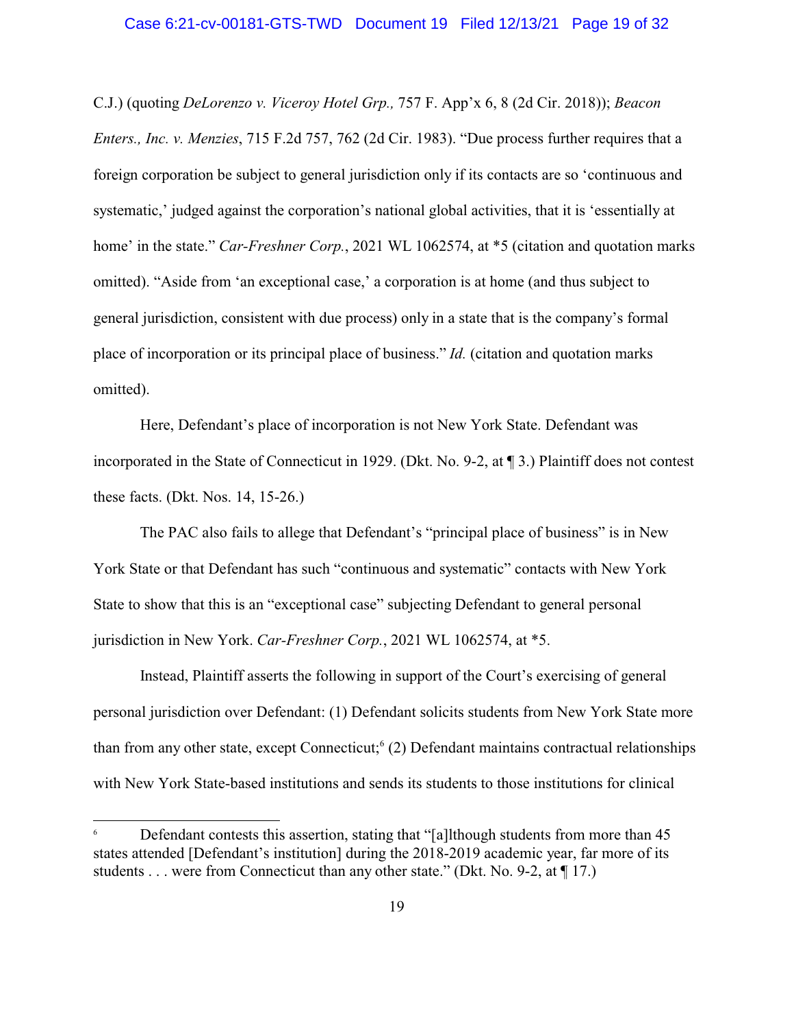C.J.) (quoting *DeLorenzo v. Viceroy Hotel Grp.,* 757 F. App'x 6, 8 (2d Cir. 2018)); *Beacon Enters., Inc. v. Menzies*, 715 F.2d 757, 762 (2d Cir. 1983). "Due process further requires that a foreign corporation be subject to general jurisdiction only if its contacts are so 'continuous and systematic,' judged against the corporation's national global activities, that it is 'essentially at home' in the state." *Car-Freshner Corp.*, 2021 WL 1062574, at *5 (citation and quotation marks omitted). "Aside from 'an exceptional case,' a corporation is at home (and thus subject to general jurisdiction, consistent with due process) only in a state that is the company's formal place of incorporation or its principal place of business." *Id.* (citation and quotation marks omitted).

Here, Defendant's place of incorporation is not New York State. Defendant was incorporated in the State of Connecticut in 1929. (Dkt. No. 9-2, at ¶ 3.) Plaintiff does not contest these facts. (Dkt. Nos. 14, 15-26.)

The PAC also fails to allege that Defendant's "principal place of business" is in New York State or that Defendant has such "continuous and systematic" contacts with New York State to show that this is an "exceptional case" subjecting Defendant to general personal jurisdiction in New York. *Car-Freshner Corp.*, 2021 WL 1062574, at *5.

Instead, Plaintiff asserts the following in support of the Court's exercising of general personal jurisdiction over Defendant: (1) Defendant solicits students from New York State more than from any other state, except Connecticut;[6] (2) Defendant maintains contractual relationships with New York State-based institutions and sends its students to those institutions for clinical

---

[6] Defendant contests this assertion, stating that "[a]lthough students from more than 45 states attended [Defendant's institution] during the 2018-2019 academic year, far more of its students . . . were from Connecticut than any other state." (Dkt. No. 9-2, at ¶ 17.)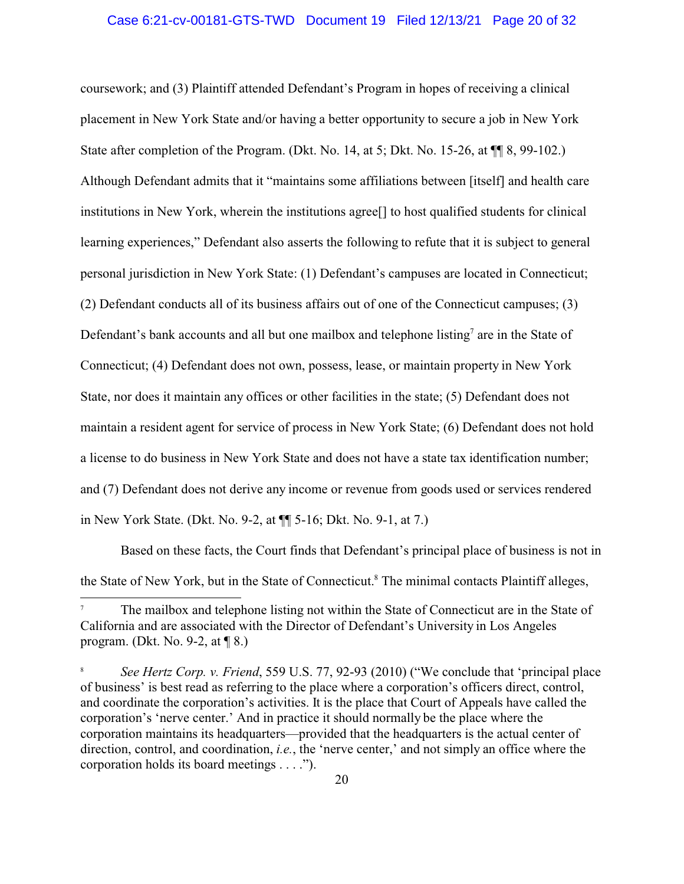coursework; and (3) Plaintiff attended Defendant's Program in hopes of receiving a clinical placement in New York State and/or having a better opportunity to secure a job in New York State after completion of the Program. (Dkt. No. 14, at 5; Dkt. No. 15-26, at ¶¶ 8, 99-102.) Although Defendant admits that it "maintains some affiliations between [itself] and health care institutions in New York, wherein the institutions agree[] to host qualified students for clinical learning experiences," Defendant also asserts the following to refute that it is subject to general personal jurisdiction in New York State: (1) Defendant's campuses are located in Connecticut; (2) Defendant conducts all of its business affairs out of one of the Connecticut campuses; (3) Defendant's bank accounts and all but one mailbox and telephone listing[7] are in the State of Connecticut; (4) Defendant does not own, possess, lease, or maintain property in New York State, nor does it maintain any offices or other facilities in the state; (5) Defendant does not maintain a resident agent for service of process in New York State; (6) Defendant does not hold a license to do business in New York State and does not have a state tax identification number; and (7) Defendant does not derive any income or revenue from goods used or services rendered in New York State. (Dkt. No. 9-2, at ¶¶ 5-16; Dkt. No. 9-1, at 7.)

Based on these facts, the Court finds that Defendant's principal place of business is not in the State of New York, but in the State of Connecticut.[8] The minimal contacts Plaintiff alleges,

---

[7] The mailbox and telephone listing not within the State of Connecticut are in the State of California and are associated with the Director of Defendant's University in Los Angeles program. (Dkt. No. 9-2, at ¶ 8.)

[8] *See Hertz Corp. v. Friend*, 559 U.S. 77, 92-93 (2010) ("We conclude that 'principal place of business' is best read as referring to the place where a corporation's officers direct, control, and coordinate the corporation's activities. It is the place that Court of Appeals have called the corporation's 'nerve center.' And in practice it should normally be the place where the corporation maintains its headquarters—provided that the headquarters is the actual center of direction, control, and coordination, *i.e.*, the 'nerve center,' and not simply an office where the corporation holds its board meetings . . . .").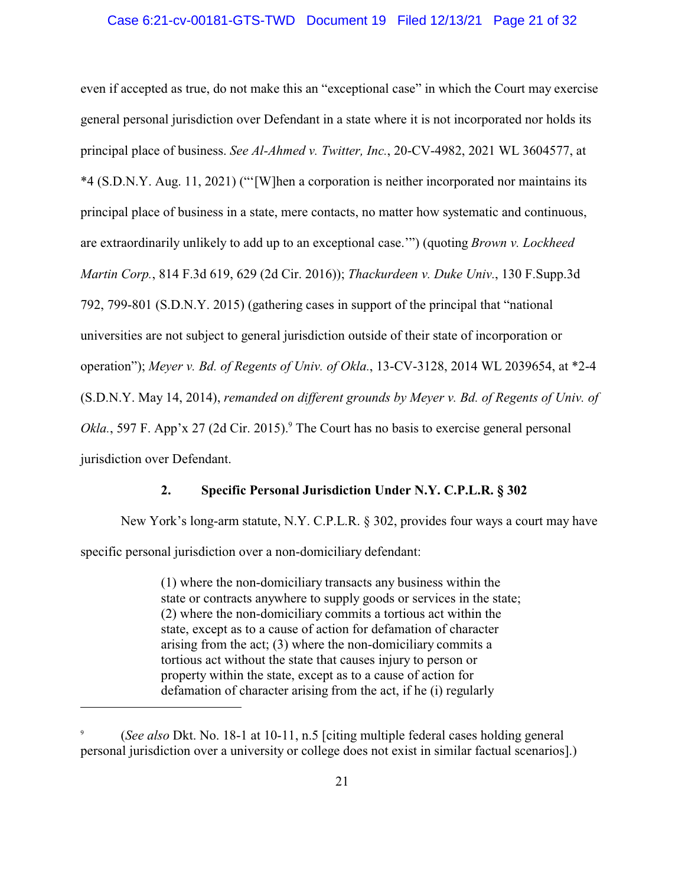even if accepted as true, do not make this an "exceptional case" in which the Court may exercise general personal jurisdiction over Defendant in a state where it is not incorporated nor holds its principal place of business. *See Al-Ahmed v. Twitter, Inc.*, 20-CV-4982, 2021 WL 3604577, at *4 (S.D.N.Y. Aug. 11, 2021) ("'[W]hen a corporation is neither incorporated nor maintains its principal place of business in a state, mere contacts, no matter how systematic and continuous, are extraordinarily unlikely to add up to an exceptional case.'") (quoting *Brown v. Lockheed Martin Corp.*, 814 F.3d 619, 629 (2d Cir. 2016)); *Thackurdeen v. Duke Univ.*, 130 F.Supp.3d 792, 799-801 (S.D.N.Y. 2015) (gathering cases in support of the principal that "national universities are not subject to general jurisdiction outside of their state of incorporation or operation"); *Meyer v. Bd. of Regents of Univ. of Okla.*, 13-CV-3128, 2014 WL 2039654, at *2-4 (S.D.N.Y. May 14, 2014), *remanded on different grounds by Meyer v. Bd. of Regents of Univ. of Okla.*, 597 F. App'x 27 (2d Cir. 2015).[9] The Court has no basis to exercise general personal jurisdiction over Defendant.

### 2. Specific Personal Jurisdiction Under N.Y. C.P.L.R. § 302

New York's long-arm statute, N.Y. C.P.L.R. § 302, provides four ways a court may have specific personal jurisdiction over a non-domiciliary defendant:

> (1) where the non-domiciliary transacts any business within the state or contracts anywhere to supply goods or services in the state; (2) where the non-domiciliary commits a tortious act within the state, except as to a cause of action for defamation of character arising from the act; (3) where the non-domiciliary commits a tortious act without the state that causes injury to person or property within the state, except as to a cause of action for defamation of character arising from the act, if he (i) regularly

---

[9] (*See also* Dkt. No. 18-1 at 10-11, n.5 [citing multiple federal cases holding general personal jurisdiction over a university or college does not exist in similar factual scenarios].)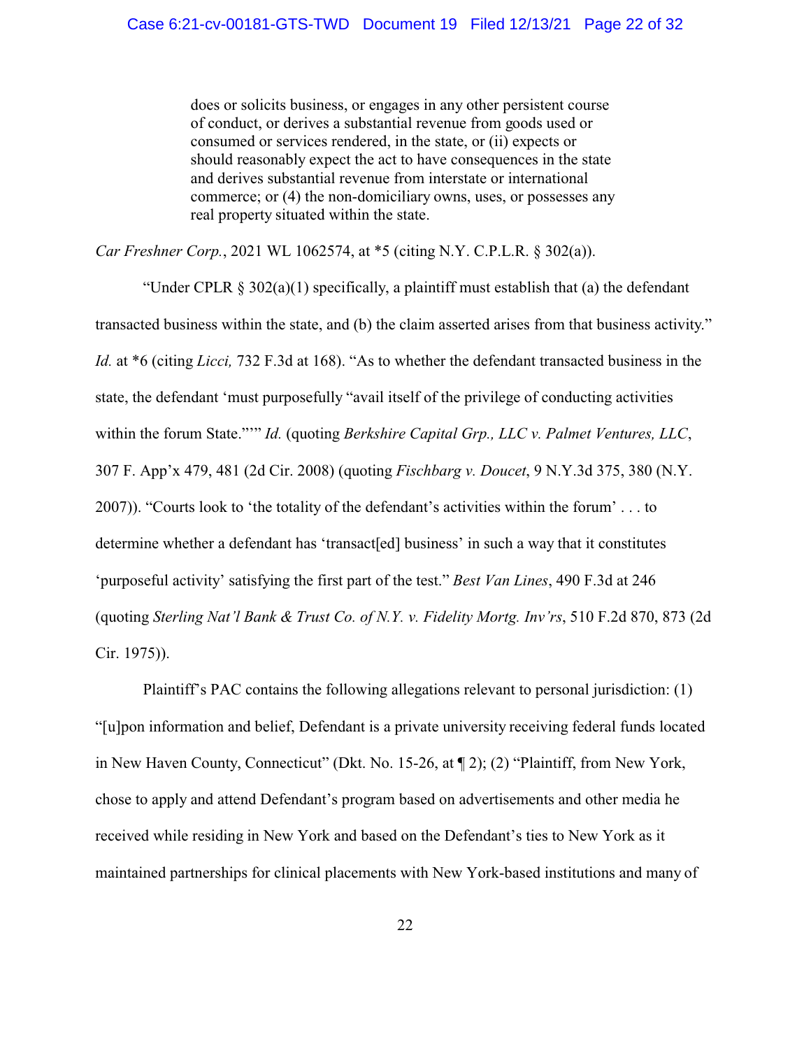> does or solicits business, or engages in any other persistent course of conduct, or derives a substantial revenue from goods used or consumed or services rendered, in the state, or (ii) expects or should reasonably expect the act to have consequences in the state and derives substantial revenue from interstate or international commerce; or (4) the non-domiciliary owns, uses, or possesses any real property situated within the state.

*Car Freshner Corp.*, 2021 WL 1062574, at *5 (citing N.Y. C.P.L.R. § 302(a)).

"Under CPLR § 302(a)(1) specifically, a plaintiff must establish that (a) the defendant transacted business within the state, and (b) the claim asserted arises from that business activity." *Id.* at *6 (citing *Licci,* 732 F.3d at 168). "As to whether the defendant transacted business in the state, the defendant 'must purposefully "avail itself of the privilege of conducting activities within the forum State."'" *Id.* (quoting *Berkshire Capital Grp., LLC v. Palmet Ventures, LLC*, 307 F. App'x 479, 481 (2d Cir. 2008) (quoting *Fischbarg v. Doucet*, 9 N.Y.3d 375, 380 (N.Y. 2007)). "Courts look to 'the totality of the defendant's activities within the forum' . . . to determine whether a defendant has 'transact[ed] business' in such a way that it constitutes 'purposeful activity' satisfying the first part of the test." *Best Van Lines*, 490 F.3d at 246 (quoting *Sterling Nat'l Bank & Trust Co. of N.Y. v. Fidelity Mortg. Inv'rs*, 510 F.2d 870, 873 (2d Cir. 1975)).

Plaintiff's PAC contains the following allegations relevant to personal jurisdiction: (1) "[u]pon information and belief, Defendant is a private university receiving federal funds located in New Haven County, Connecticut" (Dkt. No. 15-26, at ¶ 2); (2) "Plaintiff, from New York, chose to apply and attend Defendant's program based on advertisements and other media he received while residing in New York and based on the Defendant's ties to New York as it maintained partnerships for clinical placements with New York-based institutions and many of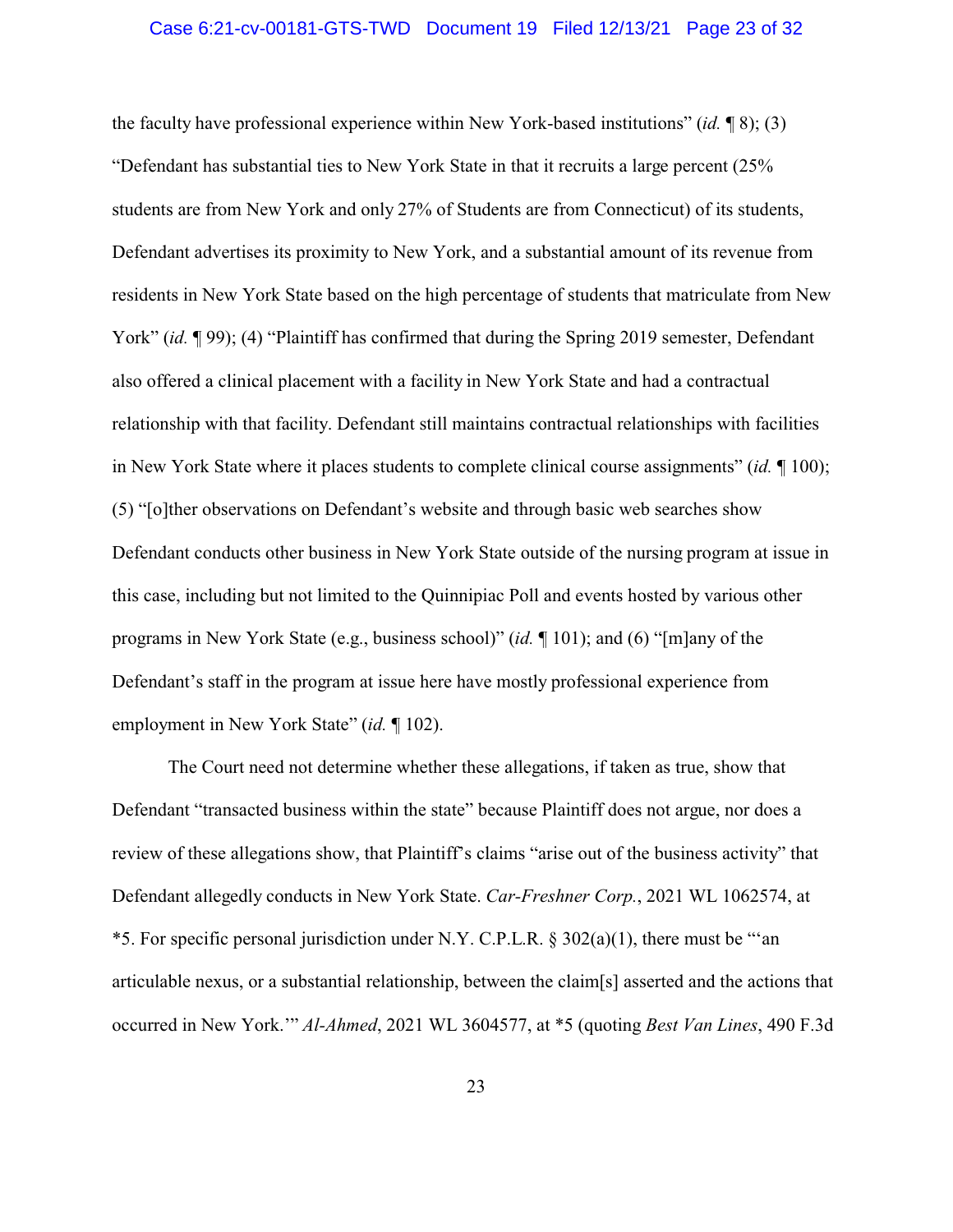the faculty have professional experience within New York-based institutions" (*id.* ¶ 8); (3) "Defendant has substantial ties to New York State in that it recruits a large percent (25% students are from New York and only 27% of Students are from Connecticut) of its students, Defendant advertises its proximity to New York, and a substantial amount of its revenue from residents in New York State based on the high percentage of students that matriculate from New York" (*id.* ¶ 99); (4) "Plaintiff has confirmed that during the Spring 2019 semester, Defendant also offered a clinical placement with a facility in New York State and had a contractual relationship with that facility. Defendant still maintains contractual relationships with facilities in New York State where it places students to complete clinical course assignments" (*id.* ¶ 100); (5) "[o]ther observations on Defendant's website and through basic web searches show Defendant conducts other business in New York State outside of the nursing program at issue in this case, including but not limited to the Quinnipiac Poll and events hosted by various other programs in New York State (e.g., business school)" (*id.* ¶ 101); and (6) "[m]any of the Defendant's staff in the program at issue here have mostly professional experience from employment in New York State" (*id.* ¶ 102).

The Court need not determine whether these allegations, if taken as true, show that Defendant "transacted business within the state" because Plaintiff does not argue, nor does a review of these allegations show, that Plaintiff's claims "arise out of the business activity" that Defendant allegedly conducts in New York State. *Car-Freshner Corp.*, 2021 WL 1062574, at *5. For specific personal jurisdiction under N.Y. C.P.L.R. § 302(a)(1), there must be "'an articulable nexus, or a substantial relationship, between the claim[s] asserted and the actions that occurred in New York.'" *Al-Ahmed*, 2021 WL 3604577, at *5 (quoting *Best Van Lines*, 490 F.3d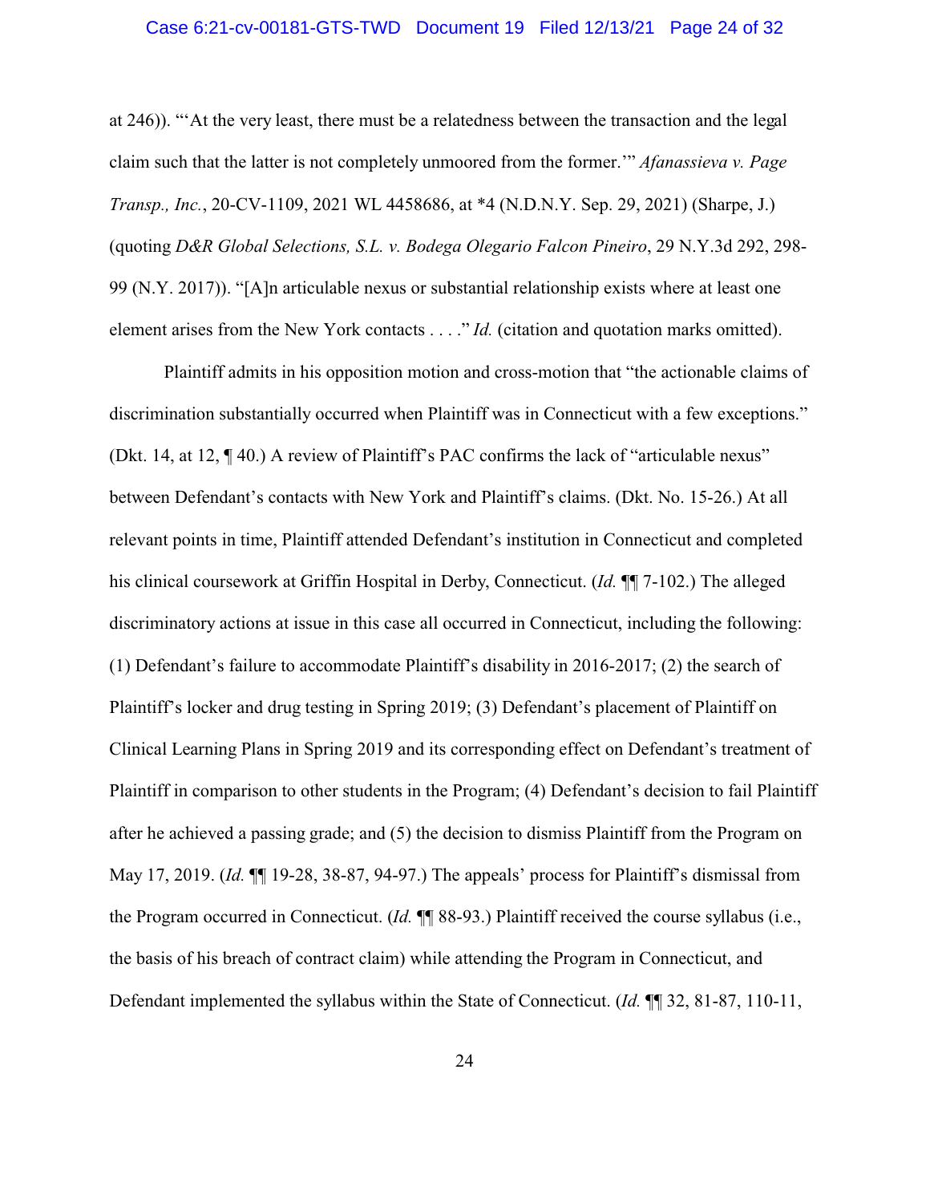at 246)). "'At the very least, there must be a relatedness between the transaction and the legal claim such that the latter is not completely unmoored from the former.'" *Afanassieva v. Page Transp., Inc.*, 20-CV-1109, 2021 WL 4458686, at *4 (N.D.N.Y. Sep. 29, 2021) (Sharpe, J.) (quoting *D&R Global Selections, S.L. v. Bodega Olegario Falcon Pineiro*, 29 N.Y.3d 292, 298-99 (N.Y. 2017)). "[A]n articulable nexus or substantial relationship exists where at least one element arises from the New York contacts . . . ." *Id.* (citation and quotation marks omitted).

Plaintiff admits in his opposition motion and cross-motion that "the actionable claims of discrimination substantially occurred when Plaintiff was in Connecticut with a few exceptions." (Dkt. 14, at 12, ¶ 40.) A review of Plaintiff's PAC confirms the lack of "articulable nexus" between Defendant's contacts with New York and Plaintiff's claims. (Dkt. No. 15-26.) At all relevant points in time, Plaintiff attended Defendant's institution in Connecticut and completed his clinical coursework at Griffin Hospital in Derby, Connecticut. (*Id.* ¶¶ 7-102.) The alleged discriminatory actions at issue in this case all occurred in Connecticut, including the following: (1) Defendant's failure to accommodate Plaintiff's disability in 2016-2017; (2) the search of Plaintiff's locker and drug testing in Spring 2019; (3) Defendant's placement of Plaintiff on Clinical Learning Plans in Spring 2019 and its corresponding effect on Defendant's treatment of Plaintiff in comparison to other students in the Program; (4) Defendant's decision to fail Plaintiff after he achieved a passing grade; and (5) the decision to dismiss Plaintiff from the Program on May 17, 2019. (*Id.* ¶¶ 19-28, 38-87, 94-97.) The appeals' process for Plaintiff's dismissal from the Program occurred in Connecticut. (*Id.* ¶¶ 88-93.) Plaintiff received the course syllabus (i.e., the basis of his breach of contract claim) while attending the Program in Connecticut, and Defendant implemented the syllabus within the State of Connecticut. (*Id.* ¶¶ 32, 81-87, 110-11,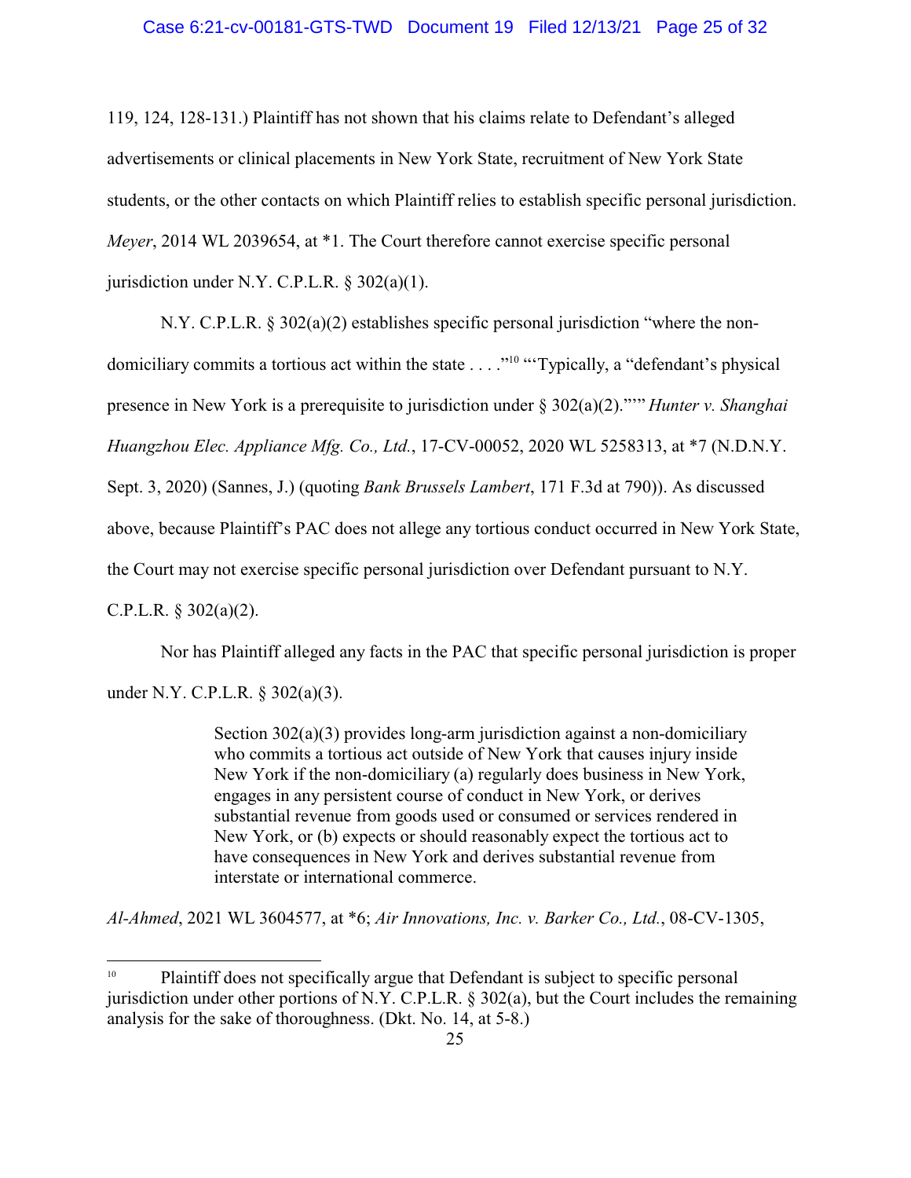119, 124, 128-131.) Plaintiff has not shown that his claims relate to Defendant's alleged advertisements or clinical placements in New York State, recruitment of New York State students, or the other contacts on which Plaintiff relies to establish specific personal jurisdiction. *Meyer*, 2014 WL 2039654, at *1. The Court therefore cannot exercise specific personal jurisdiction under N.Y. C.P.L.R. § 302(a)(1).

N.Y. C.P.L.R. § 302(a)(2) establishes specific personal jurisdiction "where the non-domiciliary commits a tortious act within the state . . . ."[10] "'Typically, a "defendant's physical presence in New York is a prerequisite to jurisdiction under § 302(a)(2)."'" *Hunter v. Shanghai Huangzhou Elec. Appliance Mfg. Co., Ltd.*, 17-CV-00052, 2020 WL 5258313, at *7 (N.D.N.Y. Sept. 3, 2020) (Sannes, J.) (quoting *Bank Brussels Lambert*, 171 F.3d at 790)). As discussed above, because Plaintiff's PAC does not allege any tortious conduct occurred in New York State, the Court may not exercise specific personal jurisdiction over Defendant pursuant to N.Y. C.P.L.R. § 302(a)(2).

Nor has Plaintiff alleged any facts in the PAC that specific personal jurisdiction is proper under N.Y. C.P.L.R. § 302(a)(3).

> Section 302(a)(3) provides long-arm jurisdiction against a non-domiciliary who commits a tortious act outside of New York that causes injury inside New York if the non-domiciliary (a) regularly does business in New York, engages in any persistent course of conduct in New York, or derives substantial revenue from goods used or consumed or services rendered in New York, or (b) expects or should reasonably expect the tortious act to have consequences in New York and derives substantial revenue from interstate or international commerce.

*Al-Ahmed*, 2021 WL 3604577, at *6; *Air Innovations, Inc. v. Barker Co., Ltd.*, 08-CV-1305,

---

[10] Plaintiff does not specifically argue that Defendant is subject to specific personal jurisdiction under other portions of N.Y. C.P.L.R. § 302(a), but the Court includes the remaining analysis for the sake of thoroughness. (Dkt. No. 14, at 5-8.)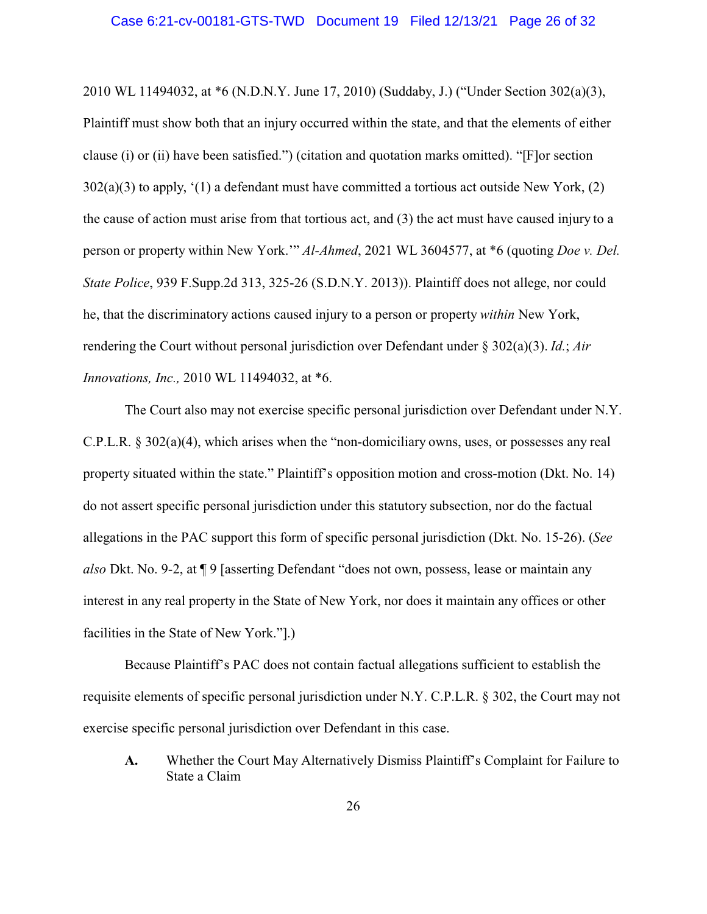2010 WL 11494032, at *6 (N.D.N.Y. June 17, 2010) (Suddaby, J.) ("Under Section 302(a)(3), Plaintiff must show both that an injury occurred within the state, and that the elements of either clause (i) or (ii) have been satisfied.") (citation and quotation marks omitted). "[F]or section 302(a)(3) to apply, '(1) a defendant must have committed a tortious act outside New York, (2) the cause of action must arise from that tortious act, and (3) the act must have caused injury to a person or property within New York.'" *Al-Ahmed*, 2021 WL 3604577, at *6 (quoting *Doe v. Del. State Police*, 939 F.Supp.2d 313, 325-26 (S.D.N.Y. 2013)). Plaintiff does not allege, nor could he, that the discriminatory actions caused injury to a person or property *within* New York, rendering the Court without personal jurisdiction over Defendant under § 302(a)(3). *Id.*; *Air Innovations, Inc.,* 2010 WL 11494032, at *6.

The Court also may not exercise specific personal jurisdiction over Defendant under N.Y. C.P.L.R. § 302(a)(4), which arises when the "non-domiciliary owns, uses, or possesses any real property situated within the state." Plaintiff's opposition motion and cross-motion (Dkt. No. 14) do not assert specific personal jurisdiction under this statutory subsection, nor do the factual allegations in the PAC support this form of specific personal jurisdiction (Dkt. No. 15-26). (*See also* Dkt. No. 9-2, at ¶ 9 [asserting Defendant "does not own, possess, lease or maintain any interest in any real property in the State of New York, nor does it maintain any offices or other facilities in the State of New York."].)

Because Plaintiff's PAC does not contain factual allegations sufficient to establish the requisite elements of specific personal jurisdiction under N.Y. C.P.L.R. § 302, the Court may not exercise specific personal jurisdiction over Defendant in this case.

**A.** Whether the Court May Alternatively Dismiss Plaintiff's Complaint for Failure to State a Claim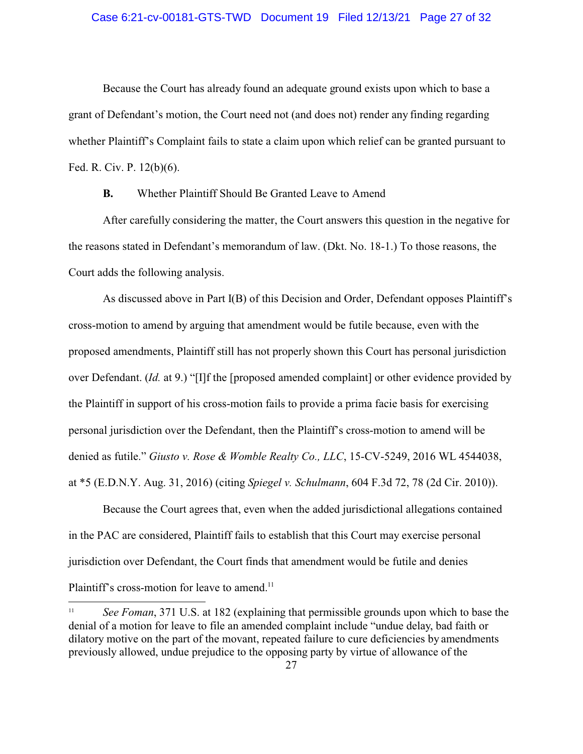Because the Court has already found an adequate ground exists upon which to base a grant of Defendant's motion, the Court need not (and does not) render any finding regarding whether Plaintiff's Complaint fails to state a claim upon which relief can be granted pursuant to Fed. R. Civ. P. 12(b)(6).

**B.** Whether Plaintiff Should Be Granted Leave to Amend

After carefully considering the matter, the Court answers this question in the negative for the reasons stated in Defendant's memorandum of law. (Dkt. No. 18-1.) To those reasons, the Court adds the following analysis.

As discussed above in Part I(B) of this Decision and Order, Defendant opposes Plaintiff's cross-motion to amend by arguing that amendment would be futile because, even with the proposed amendments, Plaintiff still has not properly shown this Court has personal jurisdiction over Defendant. (*Id.* at 9.) "[I]f the [proposed amended complaint] or other evidence provided by the Plaintiff in support of his cross-motion fails to provide a prima facie basis for exercising personal jurisdiction over the Defendant, then the Plaintiff's cross-motion to amend will be denied as futile." *Giusto v. Rose & Womble Realty Co., LLC*, 15-CV-5249, 2016 WL 4544038, at *5 (E.D.N.Y. Aug. 31, 2016) (citing *Spiegel v. Schulmann*, 604 F.3d 72, 78 (2d Cir. 2010)).

Because the Court agrees that, even when the added jurisdictional allegations contained in the PAC are considered, Plaintiff fails to establish that this Court may exercise personal jurisdiction over Defendant, the Court finds that amendment would be futile and denies Plaintiff's cross-motion for leave to amend.[11]

---

[11] *See Foman*, 371 U.S. at 182 (explaining that permissible grounds upon which to base the denial of a motion for leave to file an amended complaint include "undue delay, bad faith or dilatory motive on the part of the movant, repeated failure to cure deficiencies by amendments previously allowed, undue prejudice to the opposing party by virtue of allowance of the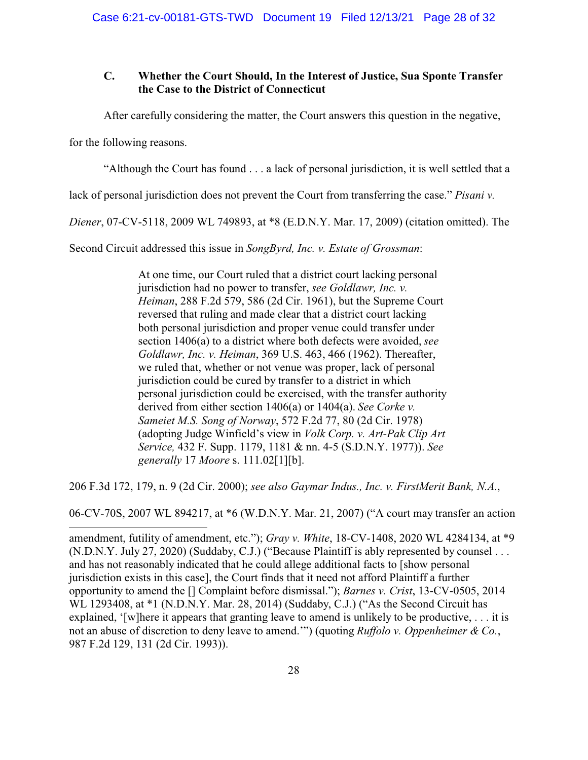### C. Whether the Court Should, In the Interest of Justice, Sua Sponte Transfer the Case to the District of Connecticut

After carefully considering the matter, the Court answers this question in the negative, for the following reasons.

"Although the Court has found . . . a lack of personal jurisdiction, it is well settled that a lack of personal jurisdiction does not prevent the Court from transferring the case." *Pisani v. Diener*, 07-CV-5118, 2009 WL 749893, at *8 (E.D.N.Y. Mar. 17, 2009) (citation omitted). The Second Circuit addressed this issue in *SongByrd, Inc. v. Estate of Grossman*:

> At one time, our Court ruled that a district court lacking personal jurisdiction had no power to transfer, *see Goldlawr, Inc. v. Heiman*, 288 F.2d 579, 586 (2d Cir. 1961), but the Supreme Court reversed that ruling and made clear that a district court lacking both personal jurisdiction and proper venue could transfer under section 1406(a) to a district where both defects were avoided, *see Goldlawr, Inc. v. Heiman*, 369 U.S. 463, 466 (1962). Thereafter, we ruled that, whether or not venue was proper, lack of personal jurisdiction could be cured by transfer to a district in which personal jurisdiction could be exercised, with the transfer authority derived from either section 1406(a) or 1404(a). *See Corke v. Sameiet M.S. Song of Norway*, 572 F.2d 77, 80 (2d Cir. 1978) (adopting Judge Winfield's view in *Volk Corp. v. Art-Pak Clip Art Service,* 432 F. Supp. 1179, 1181 & nn. 4-5 (S.D.N.Y. 1977)). *See generally* 17 *Moore* s. 111.02[1][b].

206 F.3d 172, 179, n. 9 (2d Cir. 2000); *see also Gaymar Indus., Inc. v. FirstMerit Bank, N.A.*, 06-CV-70S, 2007 WL 894217, at *6 (W.D.N.Y. Mar. 21, 2007) ("A court may transfer an action

---

amendment, futility of amendment, etc."); *Gray v. White*, 18-CV-1408, 2020 WL 4284134, at *9 (N.D.N.Y. July 27, 2020) (Suddaby, C.J.) ("Because Plaintiff is ably represented by counsel . . . and has not reasonably indicated that he could allege additional facts to [show personal jurisdiction exists in this case], the Court finds that it need not afford Plaintiff a further opportunity to amend the [] Complaint before dismissal."); *Barnes v. Crist*, 13-CV-0505, 2014 WL 1293408, at *1 (N.D.N.Y. Mar. 28, 2014) (Suddaby, C.J.) ("As the Second Circuit has explained, '[w]here it appears that granting leave to amend is unlikely to be productive, . . . it is not an abuse of discretion to deny leave to amend.'") (quoting *Ruffolo v. Oppenheimer & Co.*, 987 F.2d 129, 131 (2d Cir. 1993)).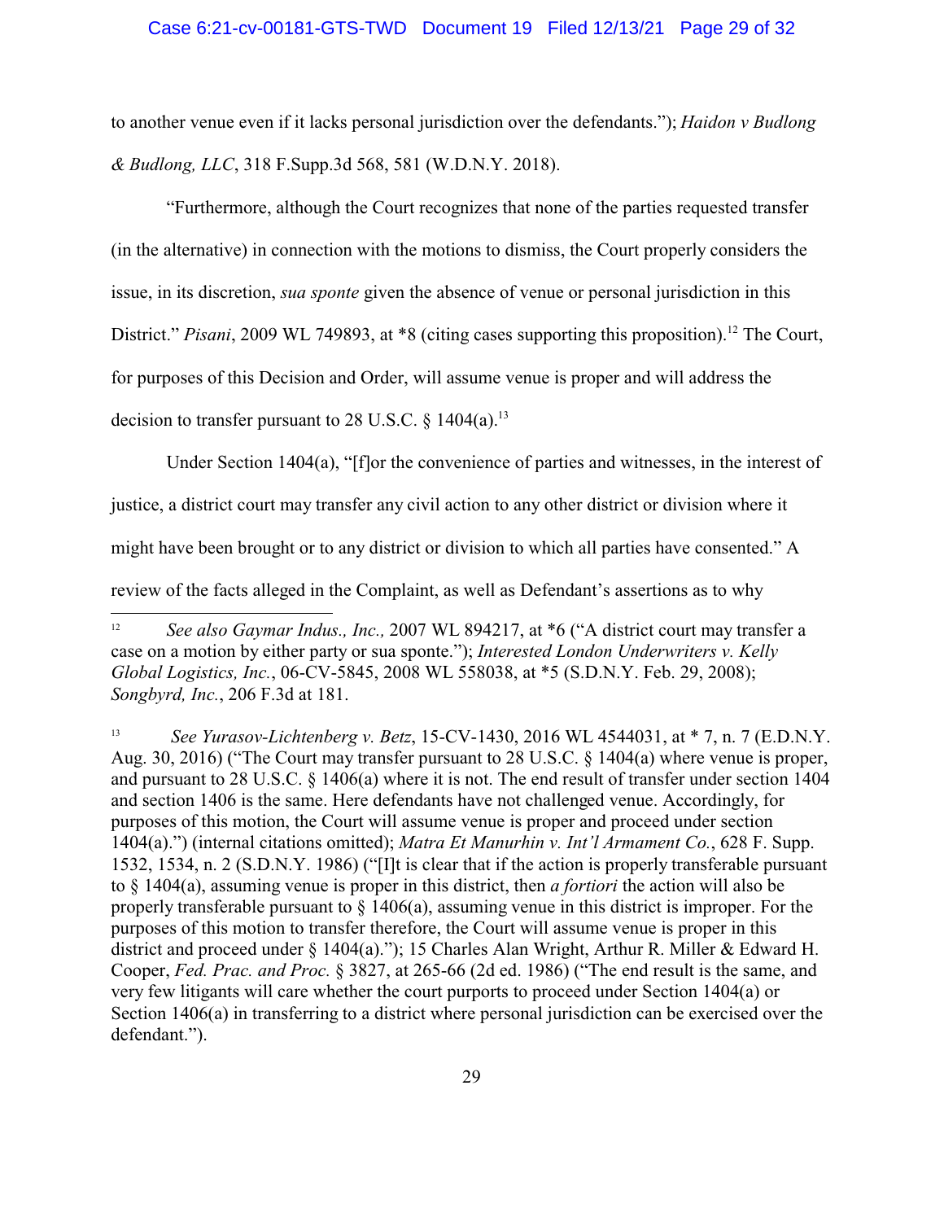to another venue even if it lacks personal jurisdiction over the defendants."); *Haidon v Budlong & Budlong, LLC*, 318 F.Supp.3d 568, 581 (W.D.N.Y. 2018).

"Furthermore, although the Court recognizes that none of the parties requested transfer (in the alternative) in connection with the motions to dismiss, the Court properly considers the issue, in its discretion, *sua sponte* given the absence of venue or personal jurisdiction in this District." *Pisani*, 2009 WL 749893, at *8 (citing cases supporting this proposition).[12] The Court, for purposes of this Decision and Order, will assume venue is proper and will address the decision to transfer pursuant to 28 U.S.C. § 1404(a).[13]

Under Section 1404(a), "[f]or the convenience of parties and witnesses, in the interest of justice, a district court may transfer any civil action to any other district or division where it might have been brought or to any district or division to which all parties have consented." A review of the facts alleged in the Complaint, as well as Defendant's assertions as to why

---

[12] *See also Gaymar Indus., Inc.,* 2007 WL 894217, at *6 ("A district court may transfer a case on a motion by either party or sua sponte."); *Interested London Underwriters v. Kelly Global Logistics, Inc.*, 06-CV-5845, 2008 WL 558038, at *5 (S.D.N.Y. Feb. 29, 2008); *Songbyrd, Inc.*, 206 F.3d at 181.

[13] *See Yurasov-Lichtenberg v. Betz*, 15-CV-1430, 2016 WL 4544031, at * 7, n. 7 (E.D.N.Y. Aug. 30, 2016) ("The Court may transfer pursuant to 28 U.S.C. § 1404(a) where venue is proper, and pursuant to 28 U.S.C. § 1406(a) where it is not. The end result of transfer under section 1404 and section 1406 is the same. Here defendants have not challenged venue. Accordingly, for purposes of this motion, the Court will assume venue is proper and proceed under section 1404(a).") (internal citations omitted); *Matra Et Manurhin v. Int'l Armament Co.*, 628 F. Supp. 1532, 1534, n. 2 (S.D.N.Y. 1986) ("[I]t is clear that if the action is properly transferable pursuant to § 1404(a), assuming venue is proper in this district, then *a fortiori* the action will also be properly transferable pursuant to § 1406(a), assuming venue in this district is improper. For the purposes of this motion to transfer therefore, the Court will assume venue is proper in this district and proceed under § 1404(a)."); 15 Charles Alan Wright, Arthur R. Miller & Edward H. Cooper, *Fed. Prac. and Proc.* § 3827, at 265-66 (2d ed. 1986) ("The end result is the same, and very few litigants will care whether the court purports to proceed under Section 1404(a) or Section 1406(a) in transferring to a district where personal jurisdiction can be exercised over the defendant.").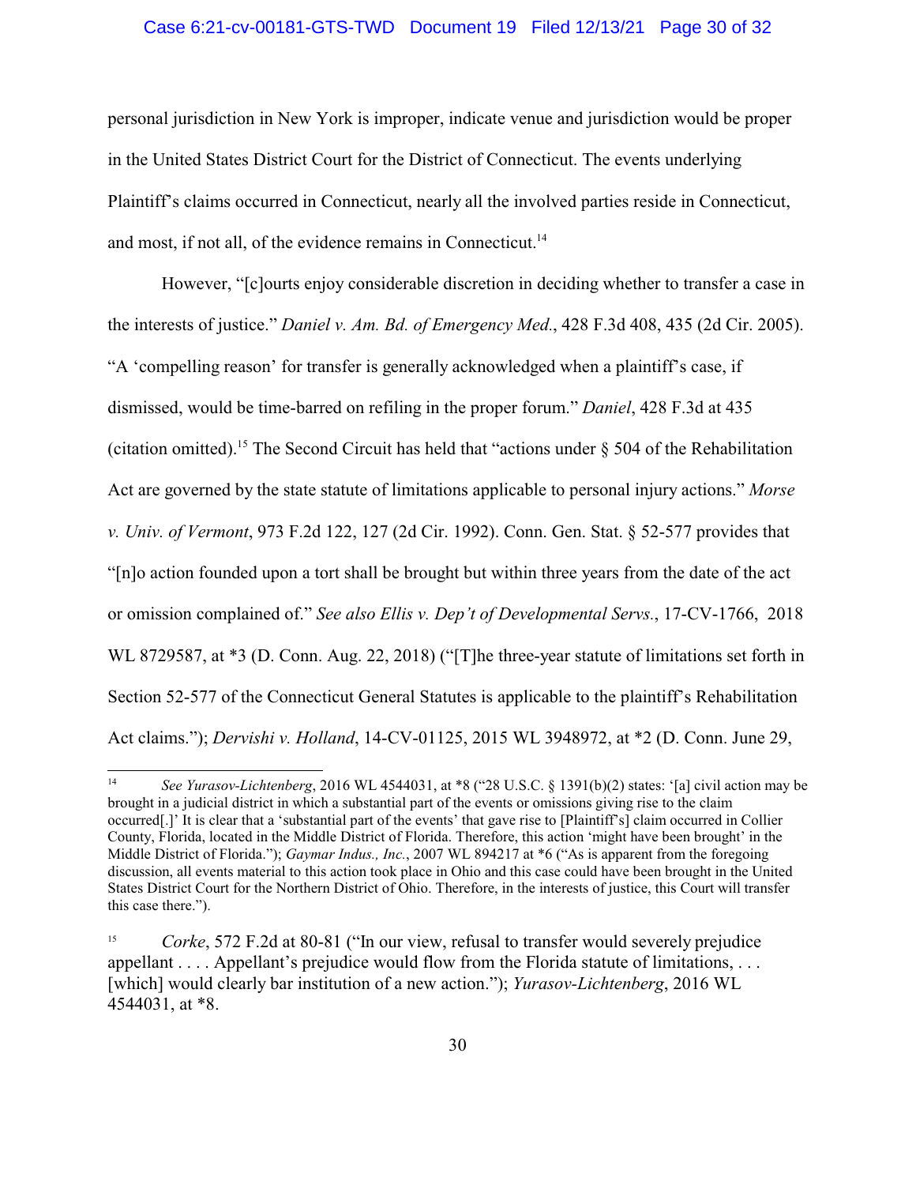personal jurisdiction in New York is improper, indicate venue and jurisdiction would be proper in the United States District Court for the District of Connecticut. The events underlying Plaintiff's claims occurred in Connecticut, nearly all the involved parties reside in Connecticut, and most, if not all, of the evidence remains in Connecticut.[14]

However, "[c]ourts enjoy considerable discretion in deciding whether to transfer a case in the interests of justice." *Daniel v. Am. Bd. of Emergency Med.*, 428 F.3d 408, 435 (2d Cir. 2005). "A 'compelling reason' for transfer is generally acknowledged when a plaintiff's case, if dismissed, would be time-barred on refiling in the proper forum." *Daniel*, 428 F.3d at 435 (citation omitted).[15] The Second Circuit has held that "actions under § 504 of the Rehabilitation Act are governed by the state statute of limitations applicable to personal injury actions." *Morse v. Univ. of Vermont*, 973 F.2d 122, 127 (2d Cir. 1992). Conn. Gen. Stat. § 52-577 provides that "[n]o action founded upon a tort shall be brought but within three years from the date of the act or omission complained of." *See also Ellis v. Dep't of Developmental Servs.*, 17-CV-1766, 2018 WL 8729587, at *3 (D. Conn. Aug. 22, 2018) ("[T]he three-year statute of limitations set forth in Section 52-577 of the Connecticut General Statutes is applicable to the plaintiff's Rehabilitation Act claims."); *Dervishi v. Holland*, 14-CV-01125, 2015 WL 3948972, at *2 (D. Conn. June 29,

---

[14] *See Yurasov-Lichtenberg*, 2016 WL 4544031, at *8 ("28 U.S.C. § 1391(b)(2) states: '[a] civil action may be brought in a judicial district in which a substantial part of the events or omissions giving rise to the claim occurred[.]' It is clear that a 'substantial part of the events' that gave rise to [Plaintiff's] claim occurred in Collier County, Florida, located in the Middle District of Florida. Therefore, this action 'might have been brought' in the Middle District of Florida."); *Gaymar Indus., Inc.*, 2007 WL 894217 at *6 ("As is apparent from the foregoing discussion, all events material to this action took place in Ohio and this case could have been brought in the United States District Court for the Northern District of Ohio. Therefore, in the interests of justice, this Court will transfer this case there.").

[15] *Corke*, 572 F.2d at 80-81 ("In our view, refusal to transfer would severely prejudice appellant . . . . Appellant's prejudice would flow from the Florida statute of limitations, . . . [which] would clearly bar institution of a new action."); *Yurasov-Lichtenberg*, 2016 WL 4544031, at *8.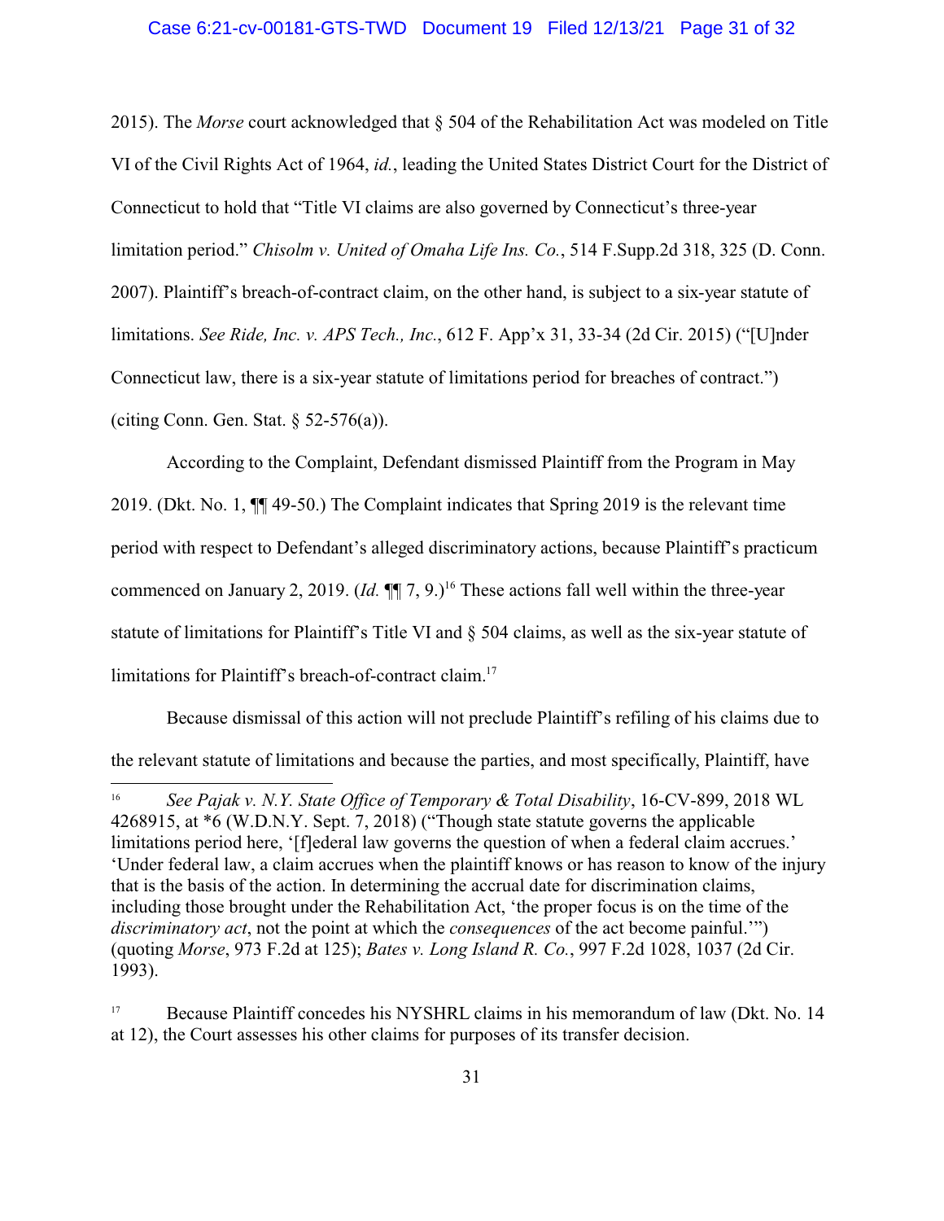2015). The *Morse* court acknowledged that § 504 of the Rehabilitation Act was modeled on Title VI of the Civil Rights Act of 1964, *id.*, leading the United States District Court for the District of Connecticut to hold that "Title VI claims are also governed by Connecticut's three-year limitation period." *Chisolm v. United of Omaha Life Ins. Co.*, 514 F.Supp.2d 318, 325 (D. Conn. 2007). Plaintiff's breach-of-contract claim, on the other hand, is subject to a six-year statute of limitations. *See Ride, Inc. v. APS Tech., Inc.*, 612 F. App'x 31, 33-34 (2d Cir. 2015) ("[U]nder Connecticut law, there is a six-year statute of limitations period for breaches of contract.") (citing Conn. Gen. Stat. § 52-576(a)).

According to the Complaint, Defendant dismissed Plaintiff from the Program in May 2019. (Dkt. No. 1, ¶¶ 49-50.) The Complaint indicates that Spring 2019 is the relevant time period with respect to Defendant's alleged discriminatory actions, because Plaintiff's practicum commenced on January 2, 2019. (*Id.* ¶¶ 7, 9.)[16] These actions fall well within the three-year statute of limitations for Plaintiff's Title VI and § 504 claims, as well as the six-year statute of limitations for Plaintiff's breach-of-contract claim.[17]

Because dismissal of this action will not preclude Plaintiff's refiling of his claims due to the relevant statute of limitations and because the parties, and most specifically, Plaintiff, have

---

[16] *See Pajak v. N.Y. State Office of Temporary & Total Disability*, 16-CV-899, 2018 WL 4268915, at *6 (W.D.N.Y. Sept. 7, 2018) ("Though state statute governs the applicable limitations period here, '[f]ederal law governs the question of when a federal claim accrues.' 'Under federal law, a claim accrues when the plaintiff knows or has reason to know of the injury that is the basis of the action. In determining the accrual date for discrimination claims, including those brought under the Rehabilitation Act, 'the proper focus is on the time of the *discriminatory act*, not the point at which the *consequences* of the act become painful.'") (quoting *Morse*, 973 F.2d at 125); *Bates v. Long Island R. Co.*, 997 F.2d 1028, 1037 (2d Cir. 1993).

[17] Because Plaintiff concedes his NYSHRL claims in his memorandum of law (Dkt. No. 14 at 12), the Court assesses his other claims for purposes of its transfer decision.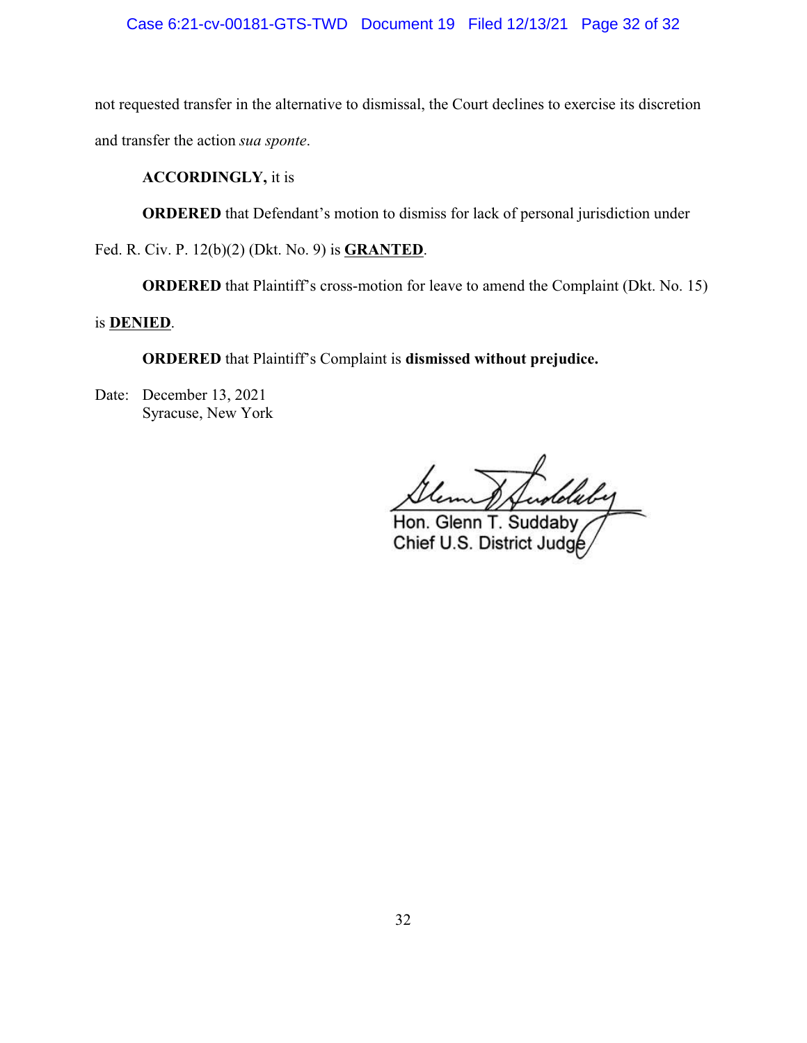not requested transfer in the alternative to dismissal, the Court declines to exercise its discretion and transfer the action *sua sponte*.

**ACCORDINGLY,** it is

**ORDERED** that Defendant's motion to dismiss for lack of personal jurisdiction under Fed. R. Civ. P. 12(b)(2) (Dkt. No. 9) is **GRANTED**.

**ORDERED** that Plaintiff's cross-motion for leave to amend the Complaint (Dkt. No. 15) is **DENIED**.

**ORDERED** that Plaintiff's Complaint is **dismissed without prejudice.**

Date: December 13, 2021
Syracuse, New York

Hon. Glenn T. Suddaby
Chief U.S. District Judge